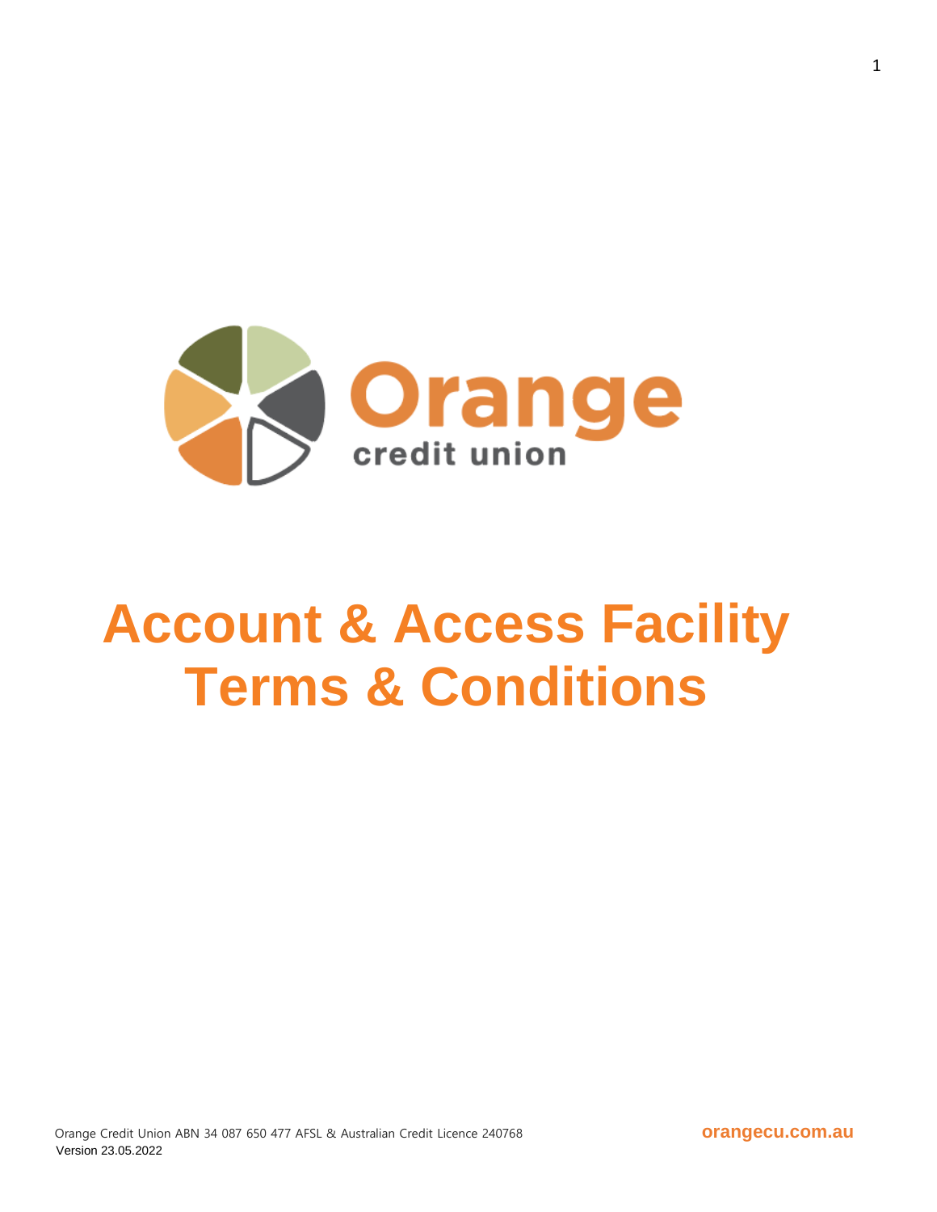Orange credit union

# Account & Access Facility Terms & Conditions

Orange Credit Union ABN 34 087 650 477 AFSL & Australian Credit Licence 240768

Version 23.05.2022

orangecu.com.au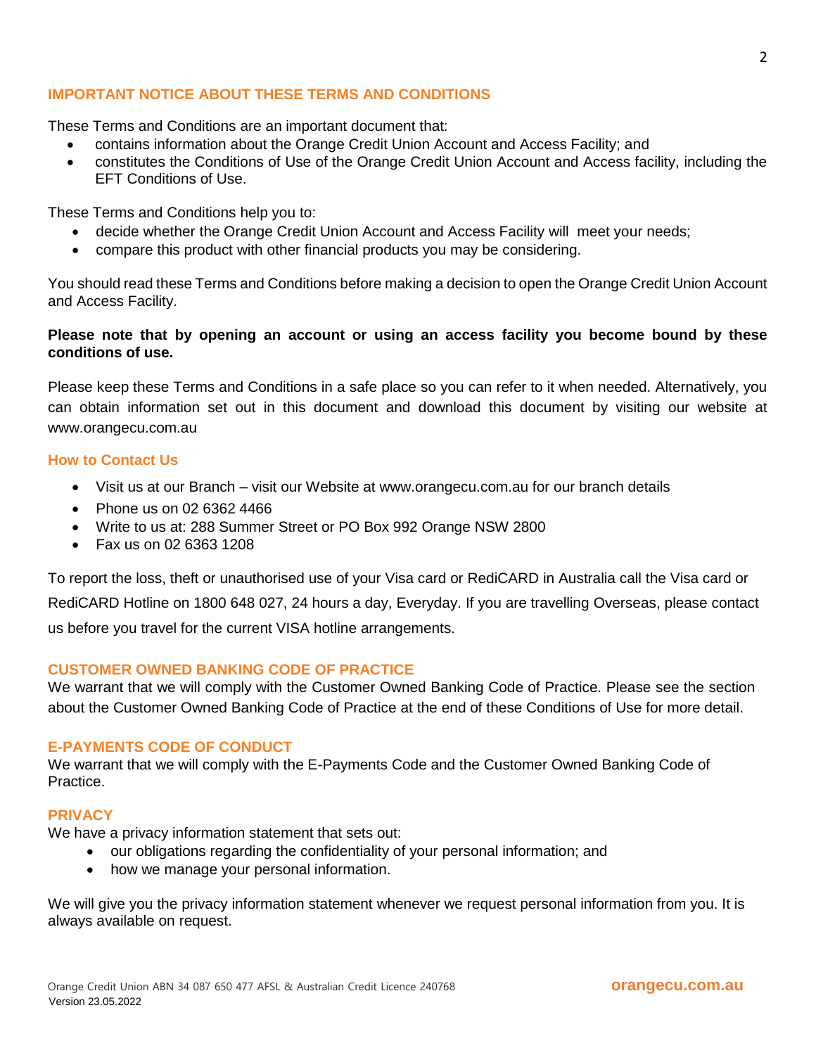## IMPORTANT NOTICE ABOUT THESE TERMS AND CONDITIONS

These Terms and Conditions are an important document that:

- contains information about the Orange Credit Union Account and Access Facility; and
- constitutes the Conditions of Use of the Orange Credit Union Account and Access facility, including the EFT Conditions of Use.

These Terms and Conditions help you to:

- decide whether the Orange Credit Union Account and Access Facility will meet your needs;
- compare this product with other financial products you may be considering.

You should read these Terms and Conditions before making a decision to open the Orange Credit Union Account and Access Facility.

**Please note that by opening an account or using an access facility you become bound by these conditions of use.**

Please keep these Terms and Conditions in a safe place so you can refer to it when needed. Alternatively, you can obtain information set out in this document and download this document by visiting our website at www.orangecu.com.au

### How to Contact Us

- Visit us at our Branch – visit our Website at www.orangecu.com.au for our branch details
- Phone us on 02 6362 4466
- Write to us at: 288 Summer Street or PO Box 992 Orange NSW 2800
- Fax us on 02 6363 1208

To report the loss, theft or unauthorised use of your Visa card or RediCARD in Australia call the Visa card or RediCARD Hotline on 1800 648 027, 24 hours a day, Everyday. If you are travelling Overseas, please contact us before you travel for the current VISA hotline arrangements.

## CUSTOMER OWNED BANKING CODE OF PRACTICE

We warrant that we will comply with the Customer Owned Banking Code of Practice. Please see the section about the Customer Owned Banking Code of Practice at the end of these Conditions of Use for more detail.

## E-PAYMENTS CODE OF CONDUCT

We warrant that we will comply with the E-Payments Code and the Customer Owned Banking Code of Practice.

## PRIVACY

We have a privacy information statement that sets out:

- our obligations regarding the confidentiality of your personal information; and
- how we manage your personal information.

We will give you the privacy information statement whenever we request personal information from you. It is always available on request.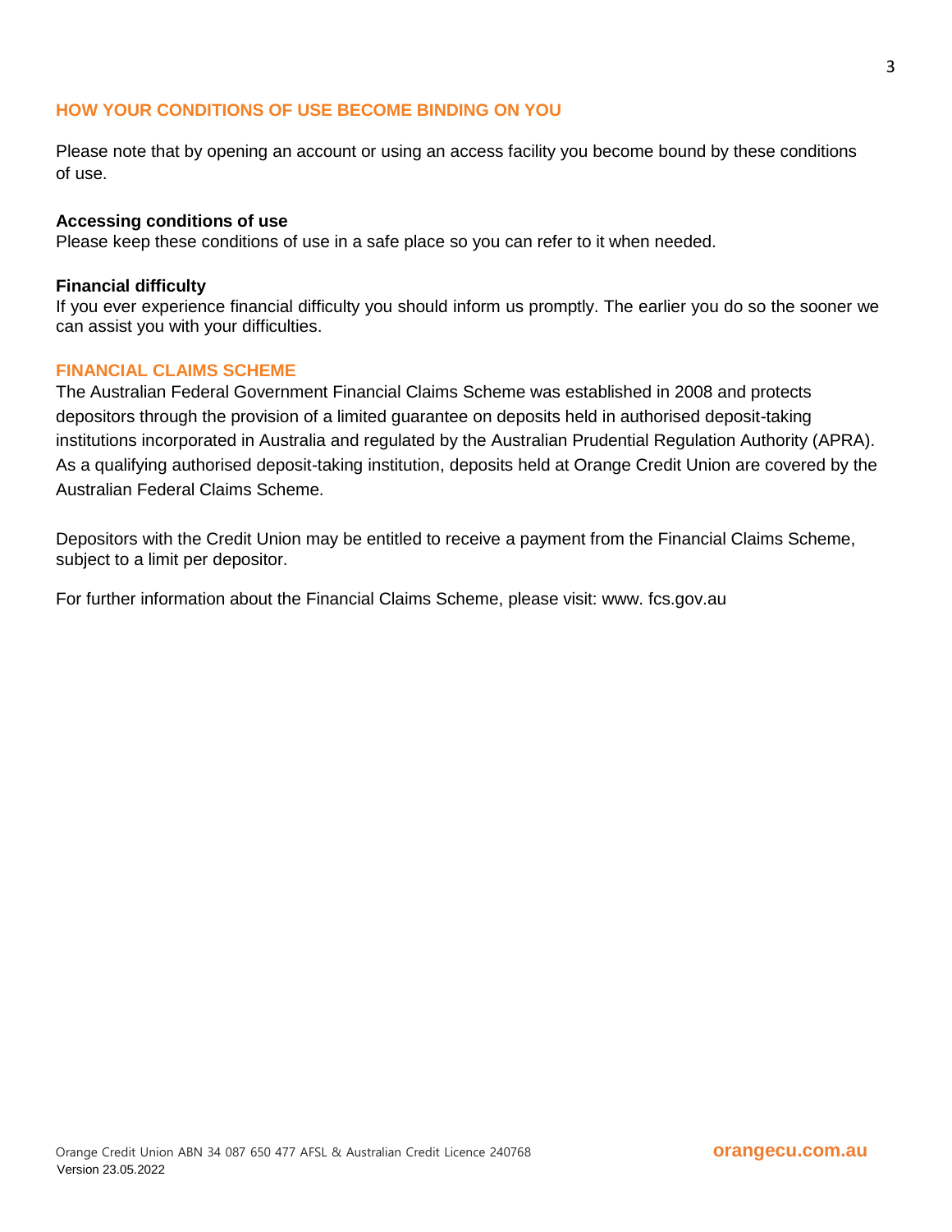## HOW YOUR CONDITIONS OF USE BECOME BINDING ON YOU

Please note that by opening an account or using an access facility you become bound by these conditions of use.

**Accessing conditions of use**
Please keep these conditions of use in a safe place so you can refer to it when needed.

**Financial difficulty**
If you ever experience financial difficulty you should inform us promptly. The earlier you do so the sooner we can assist you with your difficulties.

## FINANCIAL CLAIMS SCHEME

The Australian Federal Government Financial Claims Scheme was established in 2008 and protects depositors through the provision of a limited guarantee on deposits held in authorised deposit-taking institutions incorporated in Australia and regulated by the Australian Prudential Regulation Authority (APRA). As a qualifying authorised deposit-taking institution, deposits held at Orange Credit Union are covered by the Australian Federal Claims Scheme.

Depositors with the Credit Union may be entitled to receive a payment from the Financial Claims Scheme, subject to a limit per depositor.

For further information about the Financial Claims Scheme, please visit: www. fcs.gov.au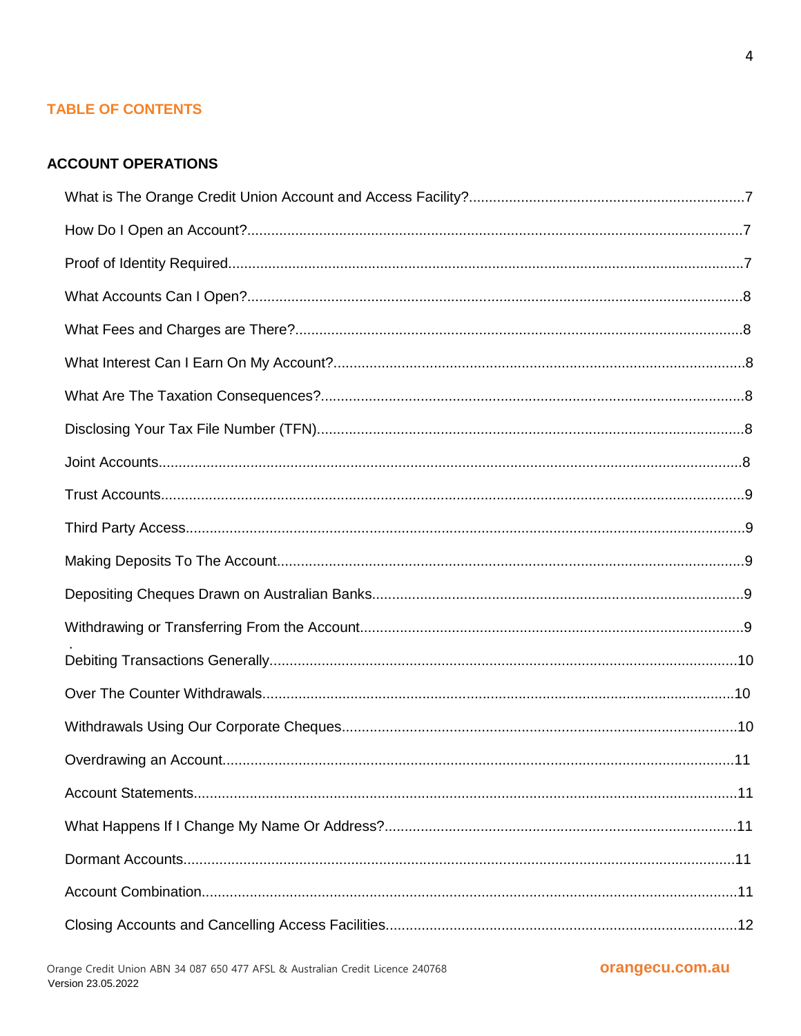## TABLE OF CONTENTS

### ACCOUNT OPERATIONS

What is The Orange Credit Union Account and Access Facility?....................7

How Do I Open an Account?....................7

Proof of Identity Required....................7

What Accounts Can I Open?....................8

What Fees and Charges are There?....................8

What Interest Can I Earn On My Account?....................8

What Are The Taxation Consequences?....................8

Disclosing Your Tax File Number (TFN)....................8

Joint Accounts....................8

Trust Accounts....................9

Third Party Access....................9

Making Deposits To The Account....................9

Depositing Cheques Drawn on Australian Banks....................9

Withdrawing or Transferring From the Account....................9

Debiting Transactions Generally....................10

Over The Counter Withdrawals....................10

Withdrawals Using Our Corporate Cheques....................10

Overdrawing an Account....................11

Account Statements....................11

What Happens If I Change My Name Or Address?....................11

Dormant Accounts....................11

Account Combination....................11

Closing Accounts and Cancelling Access Facilities....................12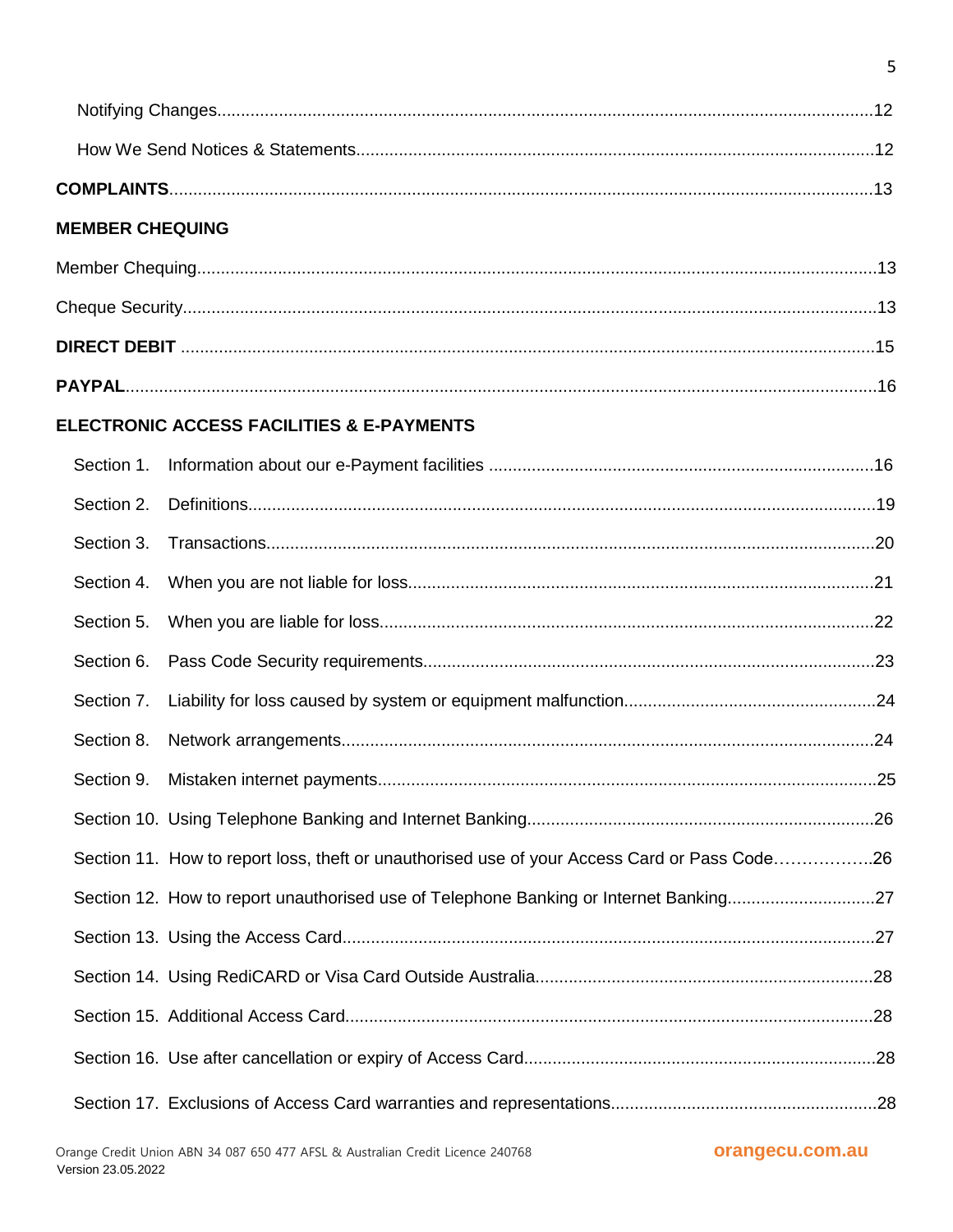Notifying Changes...........................................................................................................12

How We Send Notices & Statements...........................................................................................................12

**COMPLAINTS**...........................................................................................................13

**MEMBER CHEQUING**

Member Chequing...........................................................................................................13

Cheque Security...........................................................................................................13

**DIRECT DEBIT**...........................................................................................................15

**PAYPAL**...........................................................................................................16

**ELECTRONIC ACCESS FACILITIES & E-PAYMENTS**

Section 1. Information about our e-Payment facilities ...........................................................................................................16

Section 2. Definitions...........................................................................................................19

Section 3. Transactions...........................................................................................................20

Section 4. When you are not liable for loss...........................................................................................................21

Section 5. When you are liable for loss...........................................................................................................22

Section 6. Pass Code Security requirements...........................................................................................................23

Section 7. Liability for loss caused by system or equipment malfunction...........................................................................................................24

Section 8. Network arrangements...........................................................................................................24

Section 9. Mistaken internet payments...........................................................................................................25

Section 10. Using Telephone Banking and Internet Banking...........................................................................................................26

Section 11. How to report loss, theft or unauthorised use of your Access Card or Pass Code……………..26

Section 12. How to report unauthorised use of Telephone Banking or Internet Banking...............................27

Section 13. Using the Access Card...........................................................................................................27

Section 14. Using RediCARD or Visa Card Outside Australia...........................................................................................................28

Section 15. Additional Access Card...........................................................................................................28

Section 16. Use after cancellation or expiry of Access Card...........................................................................................................28

Section 17. Exclusions of Access Card warranties and representations...........................................................................................................28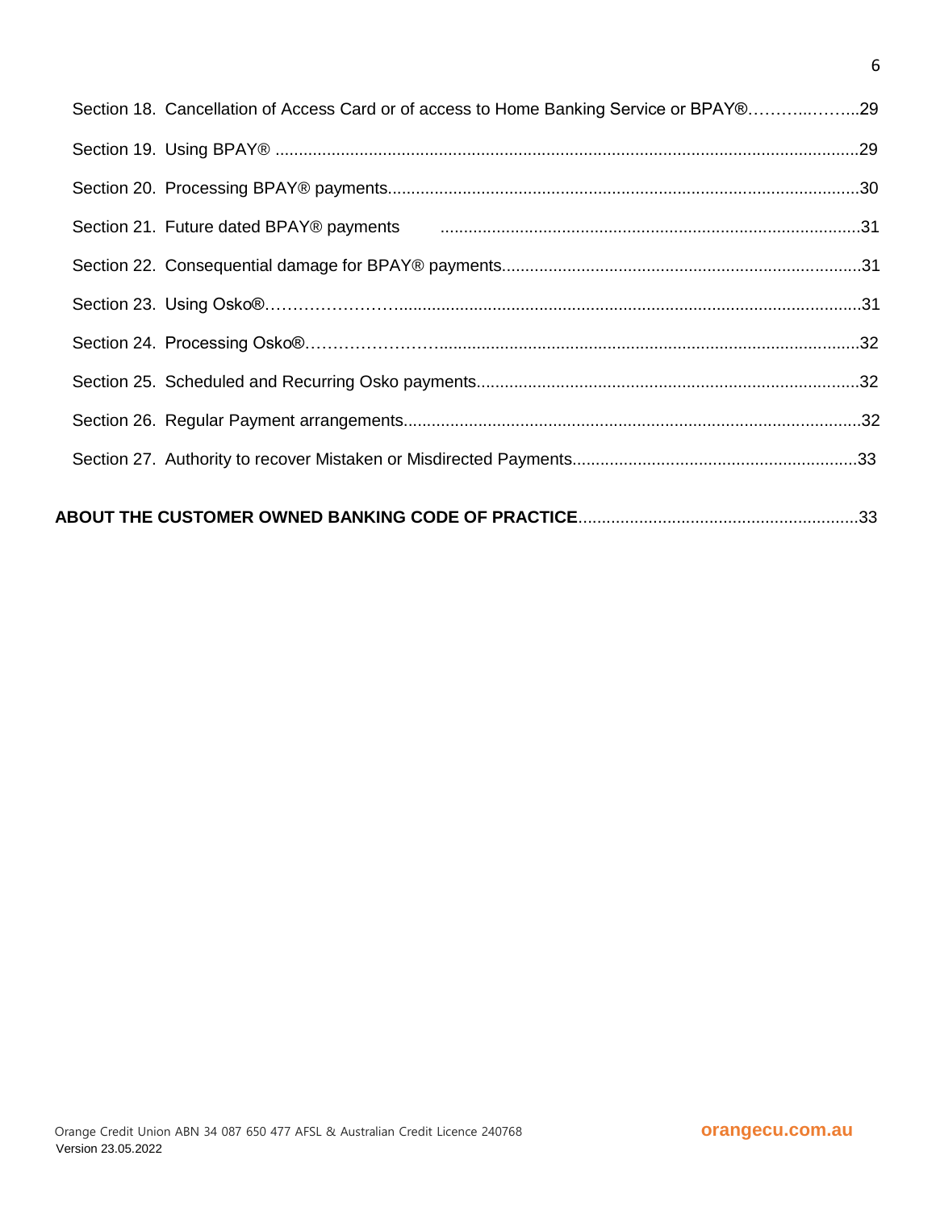Section 18. Cancellation of Access Card or of access to Home Banking Service or BPAY®.........29

Section 19. Using BPAY® .........29

Section 20. Processing BPAY® payments.........30

Section 21. Future dated BPAY® payments .........31

Section 22. Consequential damage for BPAY® payments.........31

Section 23. Using Osko®.........31

Section 24. Processing Osko®.........32

Section 25. Scheduled and Recurring Osko payments.........32

Section 26. Regular Payment arrangements.........32

Section 27. Authority to recover Mistaken or Misdirected Payments.........33

**ABOUT THE CUSTOMER OWNED BANKING CODE OF PRACTICE**.........33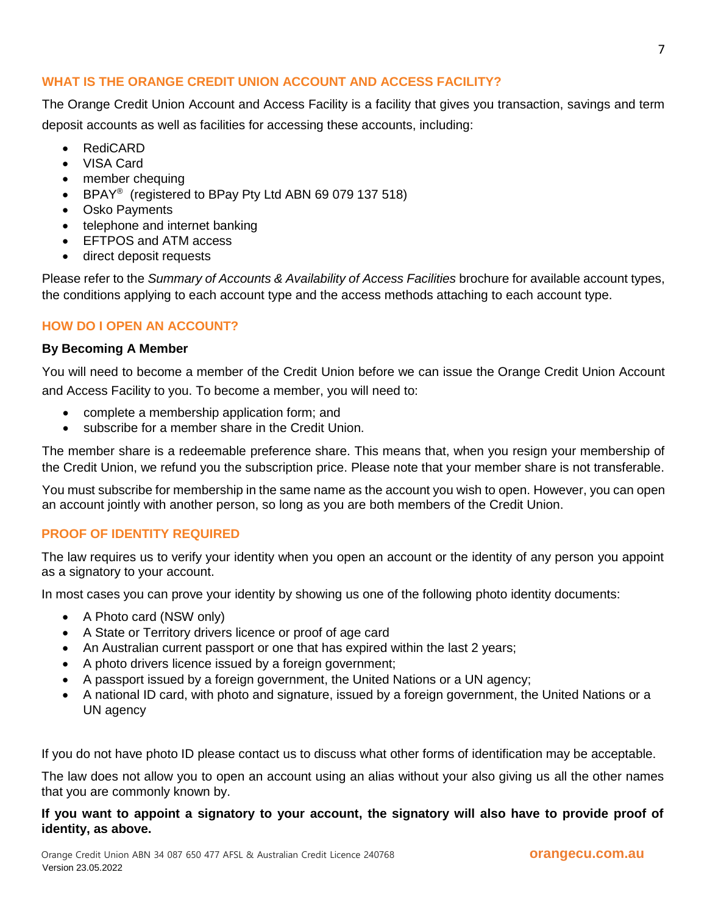## WHAT IS THE ORANGE CREDIT UNION ACCOUNT AND ACCESS FACILITY?

The Orange Credit Union Account and Access Facility is a facility that gives you transaction, savings and term deposit accounts as well as facilities for accessing these accounts, including:

- RediCARD
- VISA Card
- member chequing
- BPAY® (registered to BPay Pty Ltd ABN 69 079 137 518)
- Osko Payments
- telephone and internet banking
- EFTPOS and ATM access
- direct deposit requests

Please refer to the *Summary of Accounts & Availability of Access Facilities* brochure for available account types, the conditions applying to each account type and the access methods attaching to each account type.

## HOW DO I OPEN AN ACCOUNT?

**By Becoming A Member**

You will need to become a member of the Credit Union before we can issue the Orange Credit Union Account and Access Facility to you. To become a member, you will need to:

- complete a membership application form; and
- subscribe for a member share in the Credit Union.

The member share is a redeemable preference share. This means that, when you resign your membership of the Credit Union, we refund you the subscription price. Please note that your member share is not transferable.

You must subscribe for membership in the same name as the account you wish to open. However, you can open an account jointly with another person, so long as you are both members of the Credit Union.

## PROOF OF IDENTITY REQUIRED

The law requires us to verify your identity when you open an account or the identity of any person you appoint as a signatory to your account.

In most cases you can prove your identity by showing us one of the following photo identity documents:

- A Photo card (NSW only)
- A State or Territory drivers licence or proof of age card
- An Australian current passport or one that has expired within the last 2 years;
- A photo drivers licence issued by a foreign government;
- A passport issued by a foreign government, the United Nations or a UN agency;
- A national ID card, with photo and signature, issued by a foreign government, the United Nations or a UN agency

If you do not have photo ID please contact us to discuss what other forms of identification may be acceptable.

The law does not allow you to open an account using an alias without your also giving us all the other names that you are commonly known by.

**If you want to appoint a signatory to your account, the signatory will also have to provide proof of identity, as above.**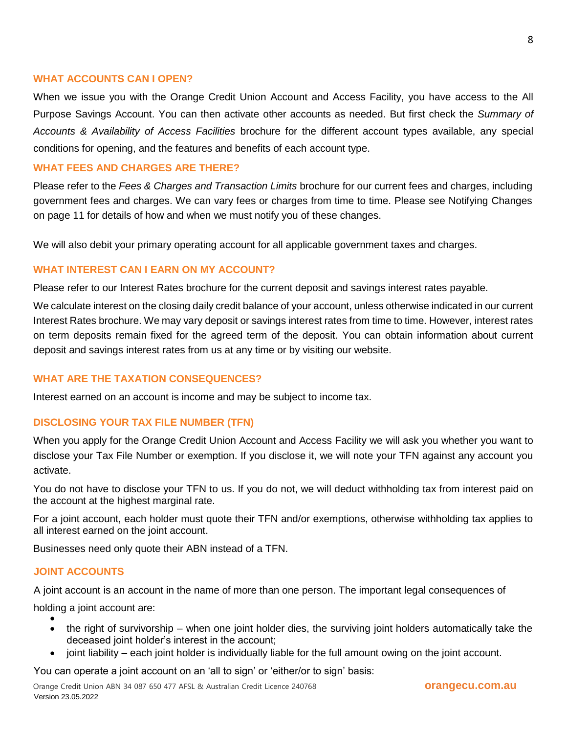## WHAT ACCOUNTS CAN I OPEN?

When we issue you with the Orange Credit Union Account and Access Facility, you have access to the All Purpose Savings Account. You can then activate other accounts as needed. But first check the *Summary of Accounts & Availability of Access Facilities* brochure for the different account types available, any special conditions for opening, and the features and benefits of each account type.

## WHAT FEES AND CHARGES ARE THERE?

Please refer to the *Fees & Charges and Transaction Limits* brochure for our current fees and charges, including government fees and charges. We can vary fees or charges from time to time. Please see Notifying Changes on page 11 for details of how and when we must notify you of these changes.

We will also debit your primary operating account for all applicable government taxes and charges.

## WHAT INTEREST CAN I EARN ON MY ACCOUNT?

Please refer to our Interest Rates brochure for the current deposit and savings interest rates payable.

We calculate interest on the closing daily credit balance of your account, unless otherwise indicated in our current Interest Rates brochure. We may vary deposit or savings interest rates from time to time. However, interest rates on term deposits remain fixed for the agreed term of the deposit. You can obtain information about current deposit and savings interest rates from us at any time or by visiting our website.

## WHAT ARE THE TAXATION CONSEQUENCES?

Interest earned on an account is income and may be subject to income tax.

## DISCLOSING YOUR TAX FILE NUMBER (TFN)

When you apply for the Orange Credit Union Account and Access Facility we will ask you whether you want to disclose your Tax File Number or exemption. If you disclose it, we will note your TFN against any account you activate.

You do not have to disclose your TFN to us. If you do not, we will deduct withholding tax from interest paid on the account at the highest marginal rate.

For a joint account, each holder must quote their TFN and/or exemptions, otherwise withholding tax applies to all interest earned on the joint account.

Businesses need only quote their ABN instead of a TFN.

## JOINT ACCOUNTS

A joint account is an account in the name of more than one person. The important legal consequences of holding a joint account are:

- the right of survivorship – when one joint holder dies, the surviving joint holders automatically take the deceased joint holder's interest in the account;
- joint liability – each joint holder is individually liable for the full amount owing on the joint account.

You can operate a joint account on an 'all to sign' or 'either/or to sign' basis: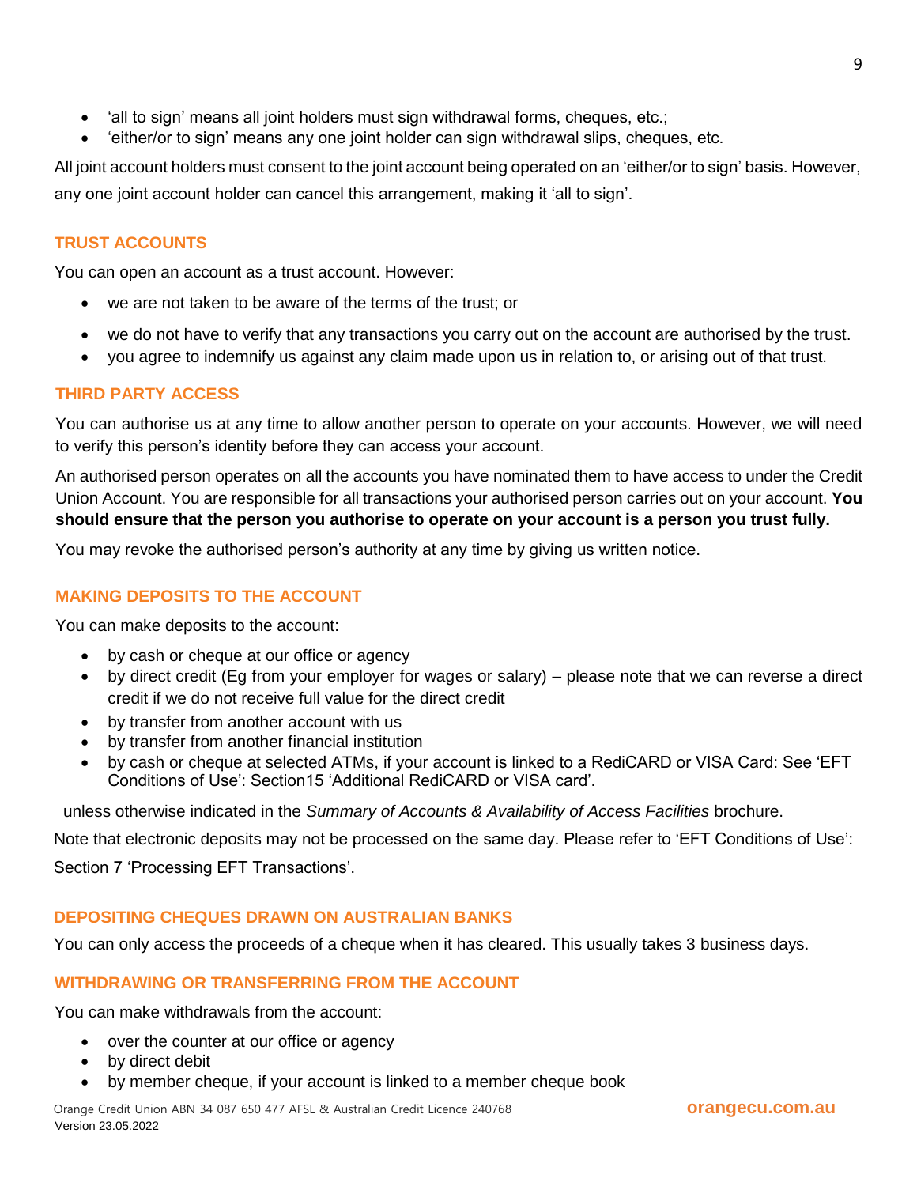- 'all to sign' means all joint holders must sign withdrawal forms, cheques, etc.;
- 'either/or to sign' means any one joint holder can sign withdrawal slips, cheques, etc.

All joint account holders must consent to the joint account being operated on an 'either/or to sign' basis. However, any one joint account holder can cancel this arrangement, making it 'all to sign'.

## TRUST ACCOUNTS

You can open an account as a trust account. However:

- we are not taken to be aware of the terms of the trust; or
- we do not have to verify that any transactions you carry out on the account are authorised by the trust.
- you agree to indemnify us against any claim made upon us in relation to, or arising out of that trust.

## THIRD PARTY ACCESS

You can authorise us at any time to allow another person to operate on your accounts. However, we will need to verify this person's identity before they can access your account.

An authorised person operates on all the accounts you have nominated them to have access to under the Credit Union Account. You are responsible for all transactions your authorised person carries out on your account. **You should ensure that the person you authorise to operate on your account is a person you trust fully.**

You may revoke the authorised person's authority at any time by giving us written notice.

## MAKING DEPOSITS TO THE ACCOUNT

You can make deposits to the account:

- by cash or cheque at our office or agency
- by direct credit (Eg from your employer for wages or salary) – please note that we can reverse a direct credit if we do not receive full value for the direct credit
- by transfer from another account with us
- by transfer from another financial institution
- by cash or cheque at selected ATMs, if your account is linked to a RediCARD or VISA Card: See 'EFT Conditions of Use': Section15 'Additional RediCARD or VISA card'.

unless otherwise indicated in the *Summary of Accounts & Availability of Access Facilities* brochure.

Note that electronic deposits may not be processed on the same day. Please refer to 'EFT Conditions of Use': Section 7 'Processing EFT Transactions'.

## DEPOSITING CHEQUES DRAWN ON AUSTRALIAN BANKS

You can only access the proceeds of a cheque when it has cleared. This usually takes 3 business days.

## WITHDRAWING OR TRANSFERRING FROM THE ACCOUNT

You can make withdrawals from the account:

- over the counter at our office or agency
- by direct debit
- by member cheque, if your account is linked to a member cheque book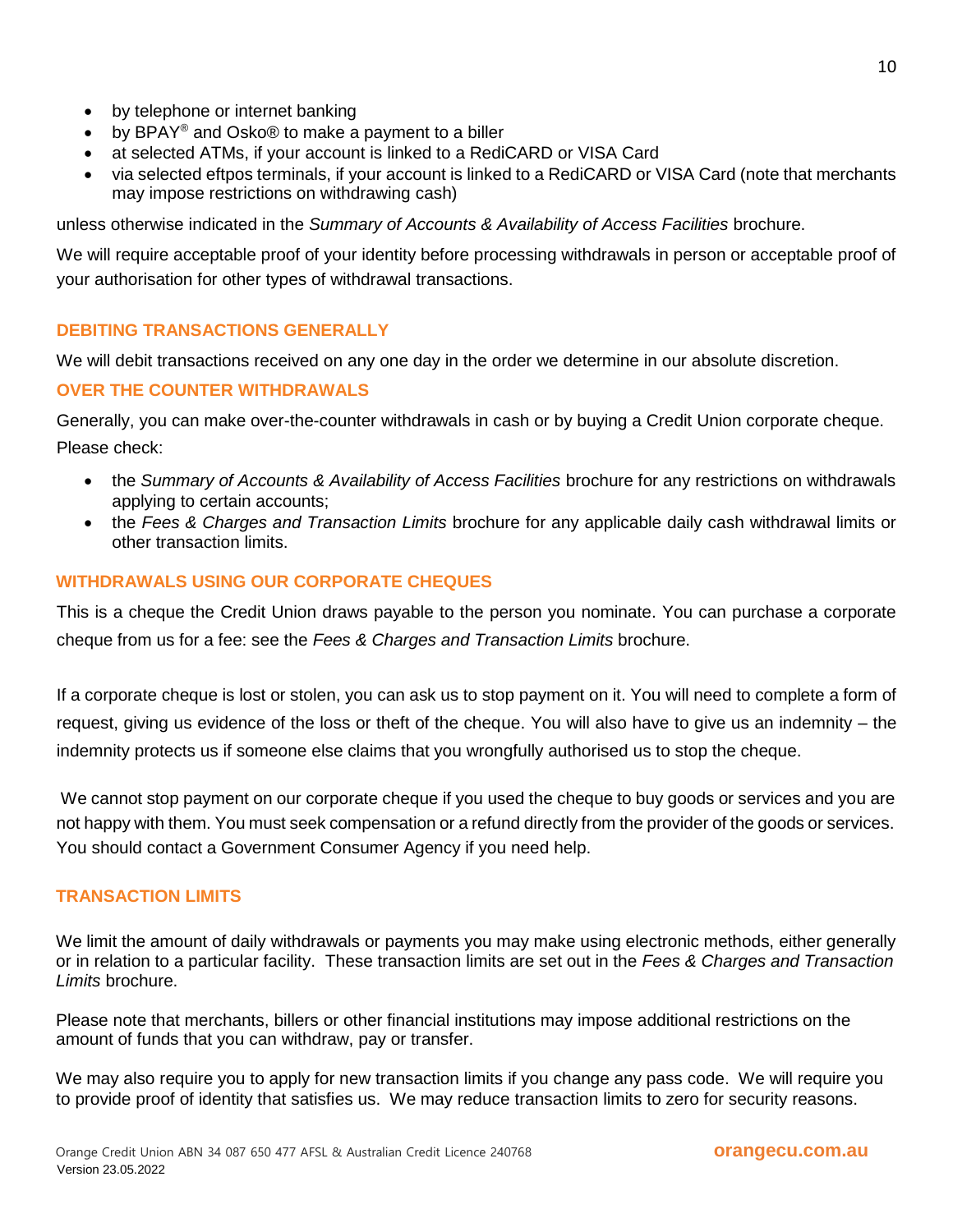- by telephone or internet banking
- by BPAY® and Osko® to make a payment to a biller
- at selected ATMs, if your account is linked to a RediCARD or VISA Card
- via selected eftpos terminals, if your account is linked to a RediCARD or VISA Card (note that merchants may impose restrictions on withdrawing cash)

unless otherwise indicated in the *Summary of Accounts & Availability of Access Facilities* brochure.

We will require acceptable proof of your identity before processing withdrawals in person or acceptable proof of your authorisation for other types of withdrawal transactions.

## DEBITING TRANSACTIONS GENERALLY

We will debit transactions received on any one day in the order we determine in our absolute discretion.

## OVER THE COUNTER WITHDRAWALS

Generally, you can make over-the-counter withdrawals in cash or by buying a Credit Union corporate cheque. Please check:

- the *Summary of Accounts & Availability of Access Facilities* brochure for any restrictions on withdrawals applying to certain accounts;
- the *Fees & Charges and Transaction Limits* brochure for any applicable daily cash withdrawal limits or other transaction limits.

## WITHDRAWALS USING OUR CORPORATE CHEQUES

This is a cheque the Credit Union draws payable to the person you nominate. You can purchase a corporate cheque from us for a fee: see the *Fees & Charges and Transaction Limits* brochure.

If a corporate cheque is lost or stolen, you can ask us to stop payment on it. You will need to complete a form of request, giving us evidence of the loss or theft of the cheque. You will also have to give us an indemnity – the indemnity protects us if someone else claims that you wrongfully authorised us to stop the cheque.

We cannot stop payment on our corporate cheque if you used the cheque to buy goods or services and you are not happy with them. You must seek compensation or a refund directly from the provider of the goods or services. You should contact a Government Consumer Agency if you need help.

## TRANSACTION LIMITS

We limit the amount of daily withdrawals or payments you may make using electronic methods, either generally or in relation to a particular facility. These transaction limits are set out in the *Fees & Charges and Transaction Limits* brochure.

Please note that merchants, billers or other financial institutions may impose additional restrictions on the amount of funds that you can withdraw, pay or transfer.

We may also require you to apply for new transaction limits if you change any pass code. We will require you to provide proof of identity that satisfies us. We may reduce transaction limits to zero for security reasons.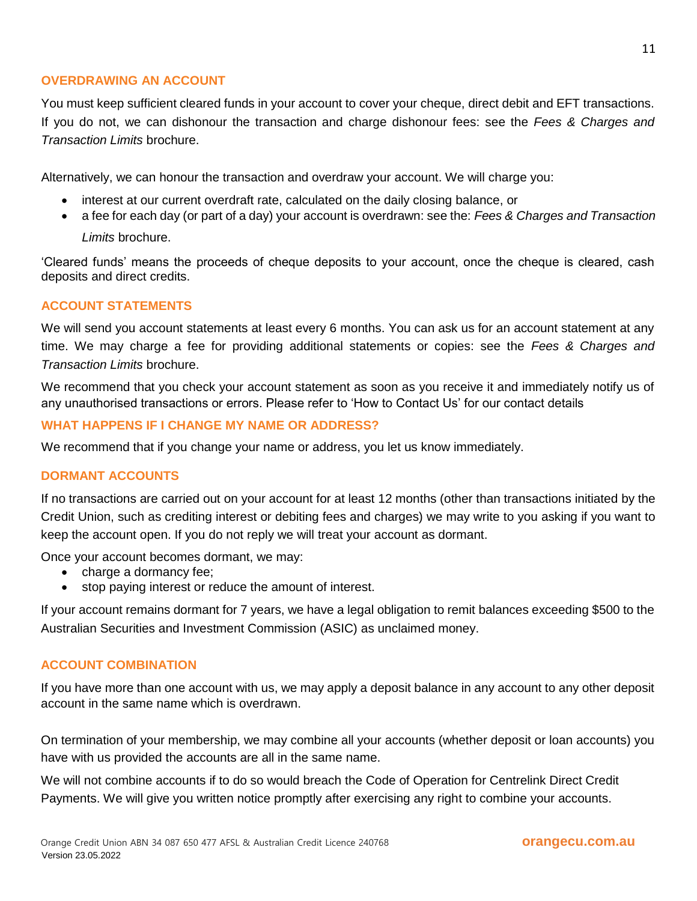## OVERDRAWING AN ACCOUNT

You must keep sufficient cleared funds in your account to cover your cheque, direct debit and EFT transactions. If you do not, we can dishonour the transaction and charge dishonour fees: see the *Fees & Charges and Transaction Limits* brochure.

Alternatively, we can honour the transaction and overdraw your account. We will charge you:

- interest at our current overdraft rate, calculated on the daily closing balance, or
- a fee for each day (or part of a day) your account is overdrawn: see the: *Fees & Charges and Transaction Limits* brochure.

'Cleared funds' means the proceeds of cheque deposits to your account, once the cheque is cleared, cash deposits and direct credits.

## ACCOUNT STATEMENTS

We will send you account statements at least every 6 months. You can ask us for an account statement at any time. We may charge a fee for providing additional statements or copies: see the *Fees & Charges and Transaction Limits* brochure.

We recommend that you check your account statement as soon as you receive it and immediately notify us of any unauthorised transactions or errors. Please refer to 'How to Contact Us' for our contact details

## WHAT HAPPENS IF I CHANGE MY NAME OR ADDRESS?

We recommend that if you change your name or address, you let us know immediately.

## DORMANT ACCOUNTS

If no transactions are carried out on your account for at least 12 months (other than transactions initiated by the Credit Union, such as crediting interest or debiting fees and charges) we may write to you asking if you want to keep the account open. If you do not reply we will treat your account as dormant.

Once your account becomes dormant, we may:

- charge a dormancy fee;
- stop paying interest or reduce the amount of interest.

If your account remains dormant for 7 years, we have a legal obligation to remit balances exceeding $500 to the Australian Securities and Investment Commission (ASIC) as unclaimed money.

## ACCOUNT COMBINATION

If you have more than one account with us, we may apply a deposit balance in any account to any other deposit account in the same name which is overdrawn.

On termination of your membership, we may combine all your accounts (whether deposit or loan accounts) you have with us provided the accounts are all in the same name.

We will not combine accounts if to do so would breach the Code of Operation for Centrelink Direct Credit Payments. We will give you written notice promptly after exercising any right to combine your accounts.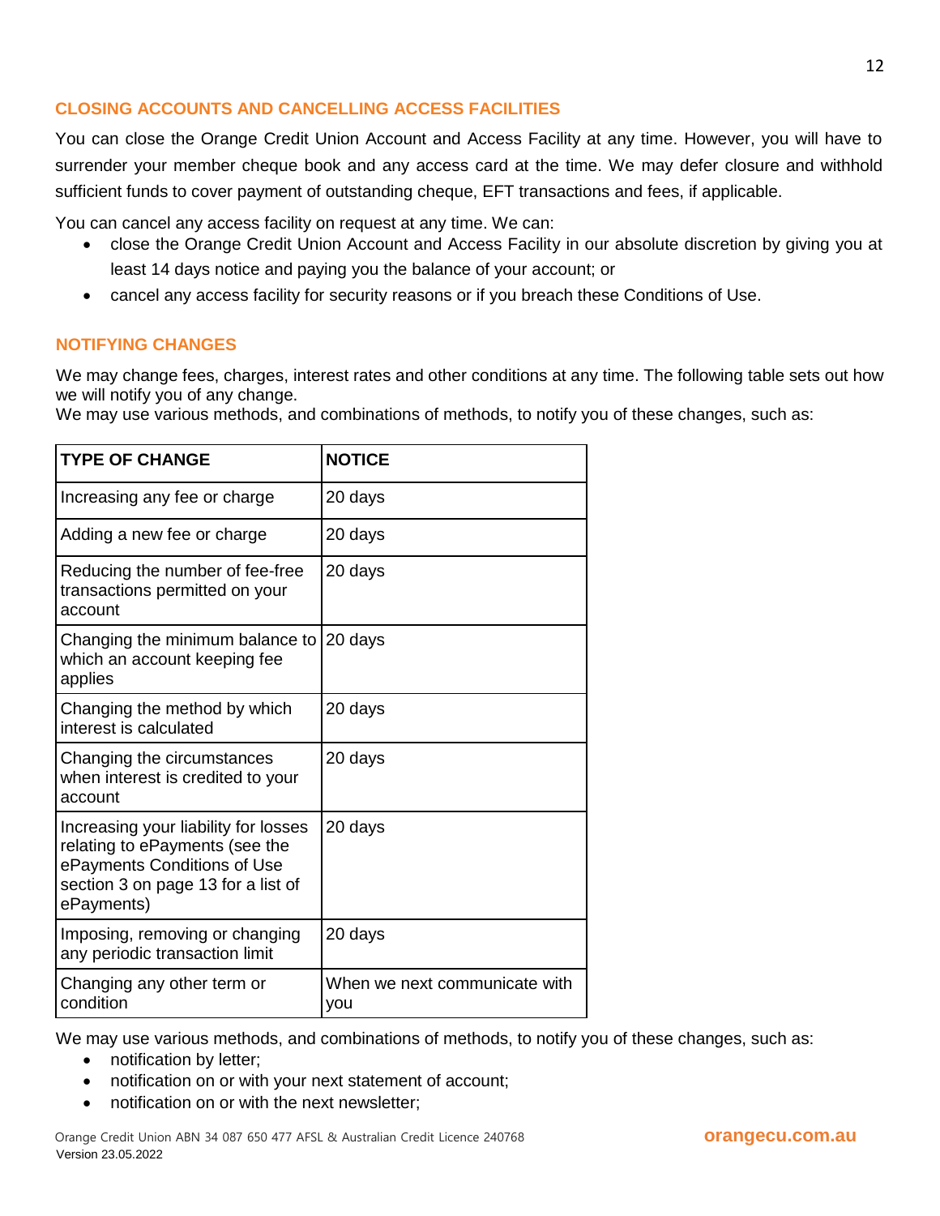## CLOSING ACCOUNTS AND CANCELLING ACCESS FACILITIES

You can close the Orange Credit Union Account and Access Facility at any time. However, you will have to surrender your member cheque book and any access card at the time. We may defer closure and withhold sufficient funds to cover payment of outstanding cheque, EFT transactions and fees, if applicable.

You can cancel any access facility on request at any time. We can:

- close the Orange Credit Union Account and Access Facility in our absolute discretion by giving you at least 14 days notice and paying you the balance of your account; or
- cancel any access facility for security reasons or if you breach these Conditions of Use.

## NOTIFYING CHANGES

We may change fees, charges, interest rates and other conditions at any time. The following table sets out how we will notify you of any change.
We may use various methods, and combinations of methods, to notify you of these changes, such as:

| TYPE OF CHANGE | NOTICE |
|---|---|
| Increasing any fee or charge | 20 days |
| Adding a new fee or charge | 20 days |
| Reducing the number of fee-free transactions permitted on your account | 20 days |
| Changing the minimum balance to which an account keeping fee applies | 20 days |
| Changing the method by which interest is calculated | 20 days |
| Changing the circumstances when interest is credited to your account | 20 days |
| Increasing your liability for losses relating to ePayments (see the ePayments Conditions of Use section 3 on page 13 for a list of ePayments) | 20 days |
| Imposing, removing or changing any periodic transaction limit | 20 days |
| Changing any other term or condition | When we next communicate with you |

We may use various methods, and combinations of methods, to notify you of these changes, such as:

- notification by letter;
- notification on or with your next statement of account;
- notification on or with the next newsletter;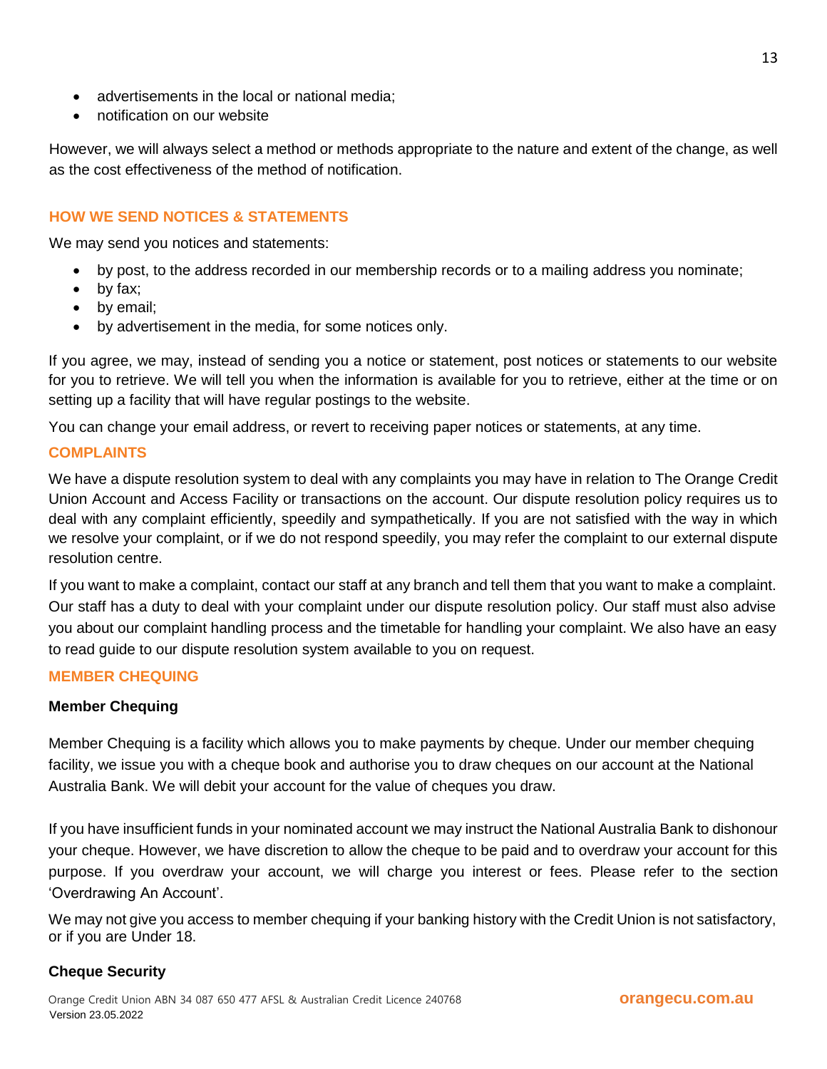- advertisements in the local or national media;
- notification on our website

However, we will always select a method or methods appropriate to the nature and extent of the change, as well as the cost effectiveness of the method of notification.

## HOW WE SEND NOTICES & STATEMENTS

We may send you notices and statements:

- by post, to the address recorded in our membership records or to a mailing address you nominate;
- by fax;
- by email;
- by advertisement in the media, for some notices only.

If you agree, we may, instead of sending you a notice or statement, post notices or statements to our website for you to retrieve. We will tell you when the information is available for you to retrieve, either at the time or on setting up a facility that will have regular postings to the website.

You can change your email address, or revert to receiving paper notices or statements, at any time.

## COMPLAINTS

We have a dispute resolution system to deal with any complaints you may have in relation to The Orange Credit Union Account and Access Facility or transactions on the account. Our dispute resolution policy requires us to deal with any complaint efficiently, speedily and sympathetically. If you are not satisfied with the way in which we resolve your complaint, or if we do not respond speedily, you may refer the complaint to our external dispute resolution centre.

If you want to make a complaint, contact our staff at any branch and tell them that you want to make a complaint. Our staff has a duty to deal with your complaint under our dispute resolution policy. Our staff must also advise you about our complaint handling process and the timetable for handling your complaint. We also have an easy to read guide to our dispute resolution system available to you on request.

## MEMBER CHEQUING

### Member Chequing

Member Chequing is a facility which allows you to make payments by cheque. Under our member chequing facility, we issue you with a cheque book and authorise you to draw cheques on our account at the National Australia Bank. We will debit your account for the value of cheques you draw.

If you have insufficient funds in your nominated account we may instruct the National Australia Bank to dishonour your cheque. However, we have discretion to allow the cheque to be paid and to overdraw your account for this purpose. If you overdraw your account, we will charge you interest or fees. Please refer to the section 'Overdrawing An Account'.

We may not give you access to member chequing if your banking history with the Credit Union is not satisfactory, or if you are Under 18.

### Cheque Security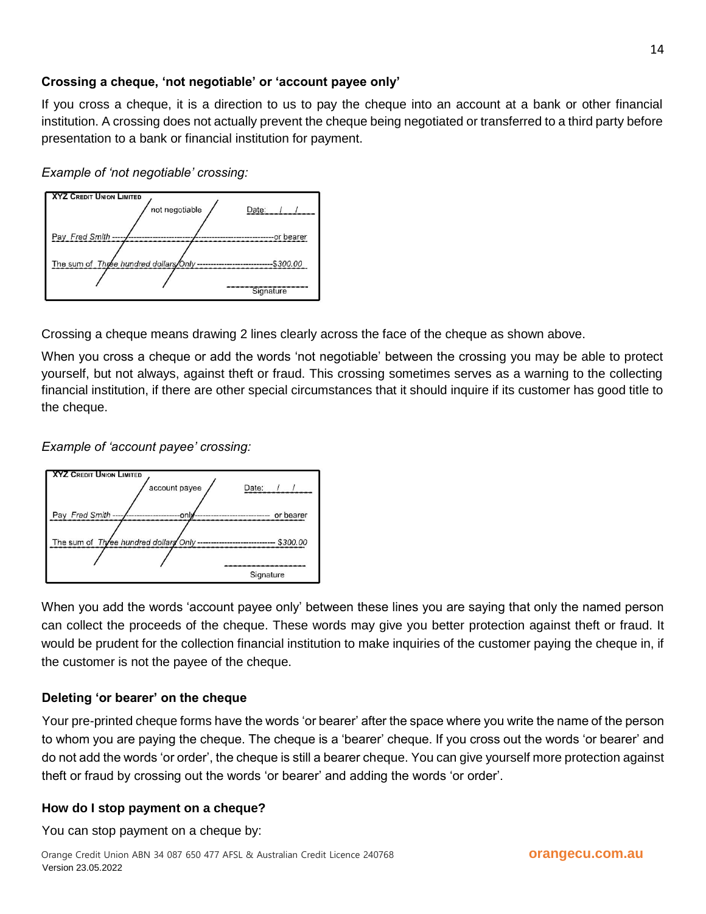### Crossing a cheque, 'not negotiable' or 'account payee only'

If you cross a cheque, it is a direction to us to pay the cheque into an account at a bank or other financial institution. A crossing does not actually prevent the cheque being negotiated or transferred to a third party before presentation to a bank or financial institution for payment.

*Example of 'not negotiable' crossing:*

Crossing a cheque means drawing 2 lines clearly across the face of the cheque as shown above.

When you cross a cheque or add the words 'not negotiable' between the crossing you may be able to protect yourself, but not always, against theft or fraud. This crossing sometimes serves as a warning to the collecting financial institution, if there are other special circumstances that it should inquire if its customer has good title to the cheque.

*Example of 'account payee' crossing:*

When you add the words 'account payee only' between these lines you are saying that only the named person can collect the proceeds of the cheque. These words may give you better protection against theft or fraud. It would be prudent for the collection financial institution to make inquiries of the customer paying the cheque in, if the customer is not the payee of the cheque.

### Deleting 'or bearer' on the cheque

Your pre-printed cheque forms have the words 'or bearer' after the space where you write the name of the person to whom you are paying the cheque. The cheque is a 'bearer' cheque. If you cross out the words 'or bearer' and do not add the words 'or order', the cheque is still a bearer cheque. You can give yourself more protection against theft or fraud by crossing out the words 'or bearer' and adding the words 'or order'.

### How do I stop payment on a cheque?

You can stop payment on a cheque by: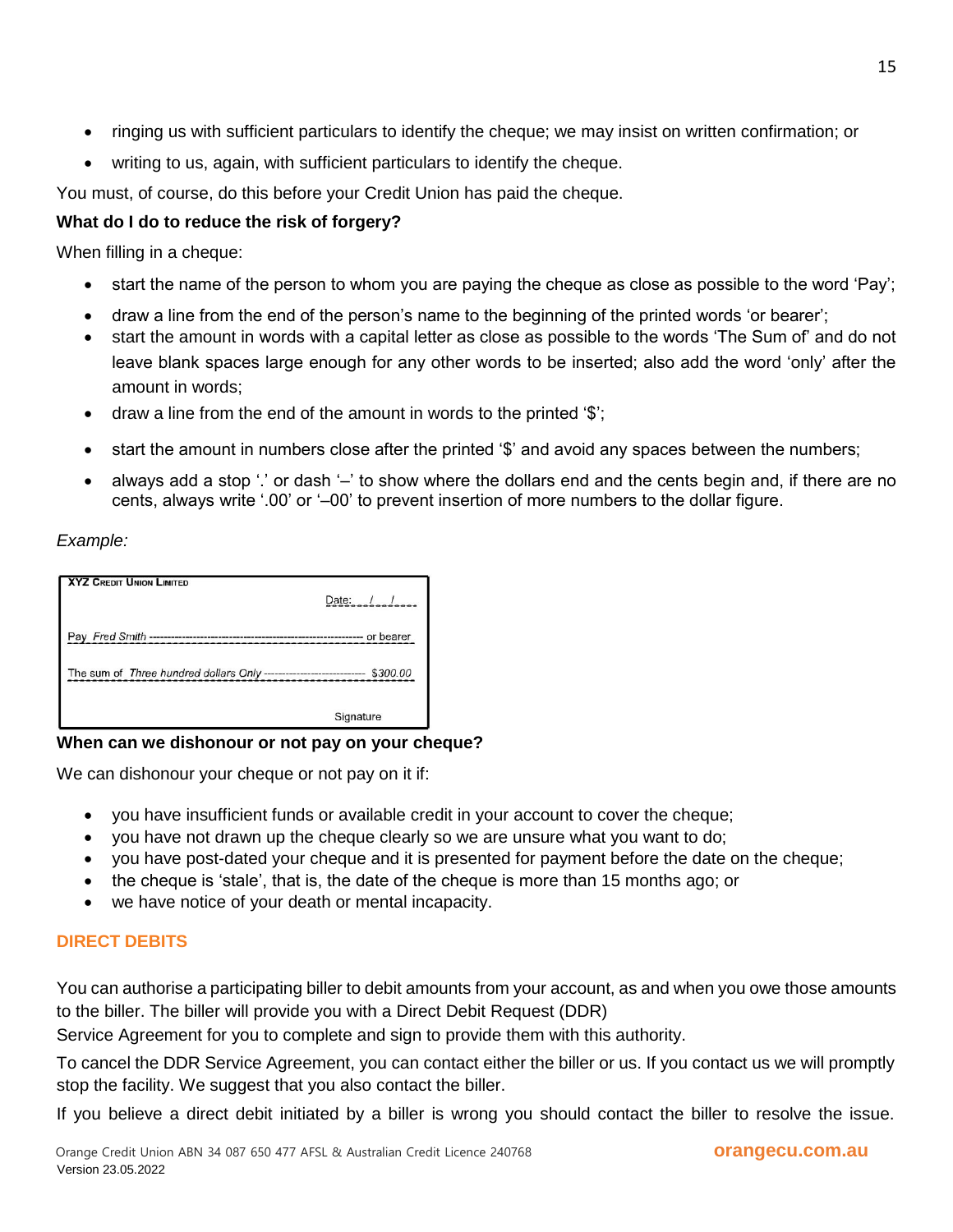- ringing us with sufficient particulars to identify the cheque; we may insist on written confirmation; or
- writing to us, again, with sufficient particulars to identify the cheque.

You must, of course, do this before your Credit Union has paid the cheque.

**What do I do to reduce the risk of forgery?**

When filling in a cheque:

- start the name of the person to whom you are paying the cheque as close as possible to the word 'Pay';
- draw a line from the end of the person's name to the beginning of the printed words 'or bearer';
- start the amount in words with a capital letter as close as possible to the words 'The Sum of' and do not leave blank spaces large enough for any other words to be inserted; also add the word 'only' after the amount in words;
- draw a line from the end of the amount in words to the printed '$';
- start the amount in numbers close after the printed '$' and avoid any spaces between the numbers;
- always add a stop '.' or dash '–' to show where the dollars end and the cents begin and, if there are no cents, always write '.00' or '–00' to prevent insertion of more numbers to the dollar figure.

*Example:*

XYZ CREDIT UNION LIMITED

Date: ___/___/___

Pay *Fred Smith* ------------------------------------------------------------ or bearer

The sum of *Three hundred dollars Only* --------------------------- *$300.00*

Signature

**When can we dishonour or not pay on your cheque?**

We can dishonour your cheque or not pay on it if:

- you have insufficient funds or available credit in your account to cover the cheque;
- you have not drawn up the cheque clearly so we are unsure what you want to do;
- you have post-dated your cheque and it is presented for payment before the date on the cheque;
- the cheque is 'stale', that is, the date of the cheque is more than 15 months ago; or
- we have notice of your death or mental incapacity.

## DIRECT DEBITS

You can authorise a participating biller to debit amounts from your account, as and when you owe those amounts to the biller. The biller will provide you with a Direct Debit Request (DDR) Service Agreement for you to complete and sign to provide them with this authority.

To cancel the DDR Service Agreement, you can contact either the biller or us. If you contact us we will promptly stop the facility. We suggest that you also contact the biller.

If you believe a direct debit initiated by a biller is wrong you should contact the biller to resolve the issue.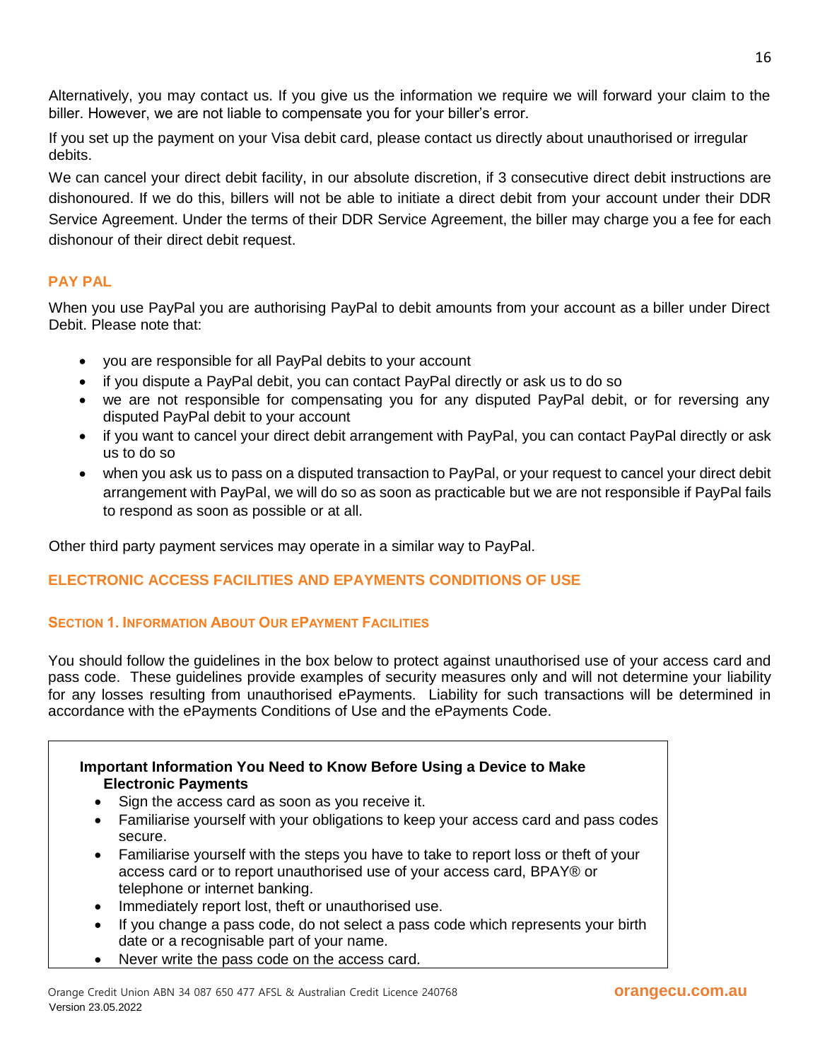Alternatively, you may contact us. If you give us the information we require we will forward your claim to the biller. However, we are not liable to compensate you for your biller's error.

If you set up the payment on your Visa debit card, please contact us directly about unauthorised or irregular debits.

We can cancel your direct debit facility, in our absolute discretion, if 3 consecutive direct debit instructions are dishonoured. If we do this, billers will not be able to initiate a direct debit from your account under their DDR Service Agreement. Under the terms of their DDR Service Agreement, the biller may charge you a fee for each dishonour of their direct debit request.

## PAY PAL

When you use PayPal you are authorising PayPal to debit amounts from your account as a biller under Direct Debit. Please note that:

- you are responsible for all PayPal debits to your account
- if you dispute a PayPal debit, you can contact PayPal directly or ask us to do so
- we are not responsible for compensating you for any disputed PayPal debit, or for reversing any disputed PayPal debit to your account
- if you want to cancel your direct debit arrangement with PayPal, you can contact PayPal directly or ask us to do so
- when you ask us to pass on a disputed transaction to PayPal, or your request to cancel your direct debit arrangement with PayPal, we will do so as soon as practicable but we are not responsible if PayPal fails to respond as soon as possible or at all.

Other third party payment services may operate in a similar way to PayPal.

## ELECTRONIC ACCESS FACILITIES AND EPAYMENTS CONDITIONS OF USE

### SECTION 1. INFORMATION ABOUT OUR EPAYMENT FACILITIES

You should follow the guidelines in the box below to protect against unauthorised use of your access card and pass code. These guidelines provide examples of security measures only and will not determine your liability for any losses resulting from unauthorised ePayments. Liability for such transactions will be determined in accordance with the ePayments Conditions of Use and the ePayments Code.

**Important Information You Need to Know Before Using a Device to Make Electronic Payments**

- Sign the access card as soon as you receive it.
- Familiarise yourself with your obligations to keep your access card and pass codes secure.
- Familiarise yourself with the steps you have to take to report loss or theft of your access card or to report unauthorised use of your access card, BPAY® or telephone or internet banking.
- Immediately report lost, theft or unauthorised use.
- If you change a pass code, do not select a pass code which represents your birth date or a recognisable part of your name.
- Never write the pass code on the access card.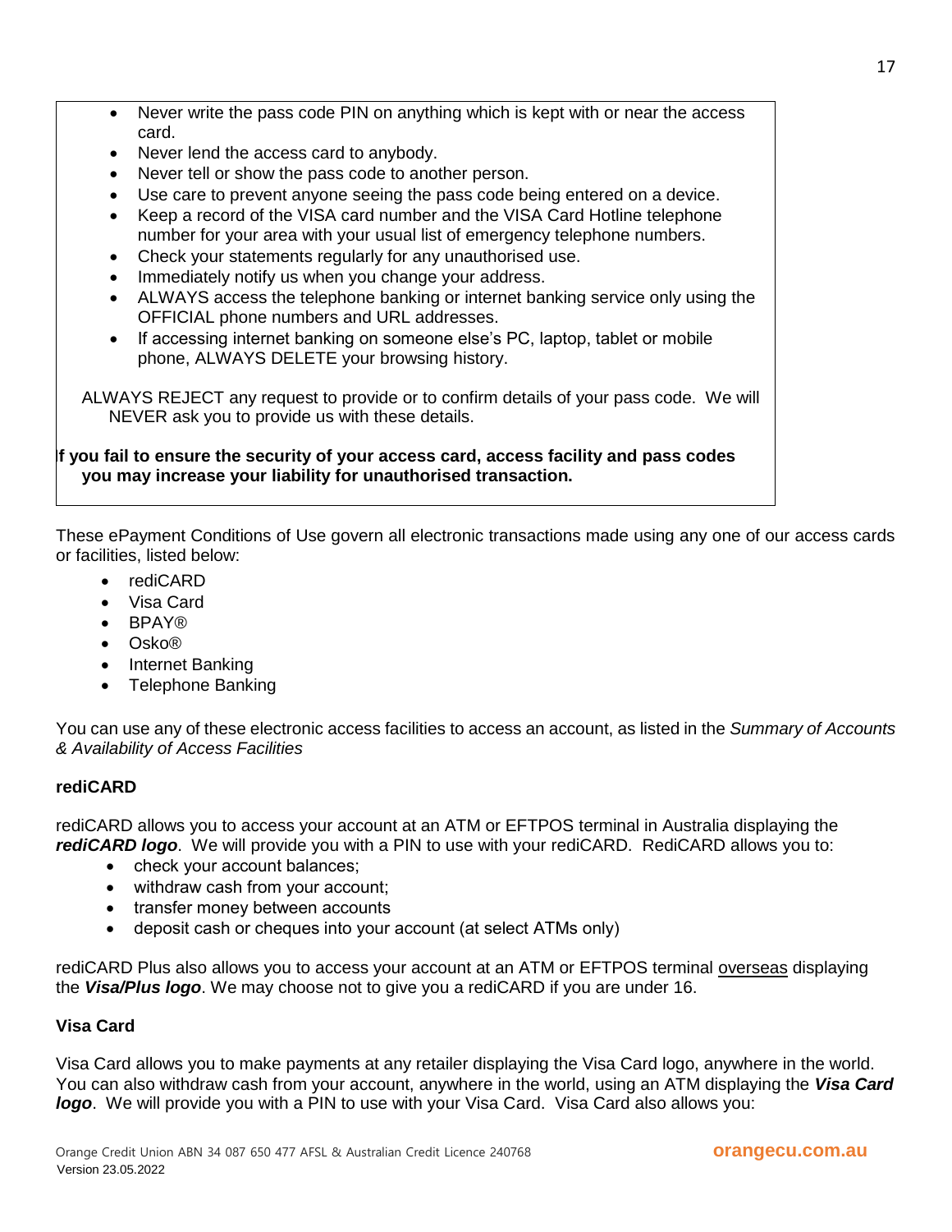- Never write the pass code PIN on anything which is kept with or near the access card.
- Never lend the access card to anybody.
- Never tell or show the pass code to another person.
- Use care to prevent anyone seeing the pass code being entered on a device.
- Keep a record of the VISA card number and the VISA Card Hotline telephone number for your area with your usual list of emergency telephone numbers.
- Check your statements regularly for any unauthorised use.
- Immediately notify us when you change your address.
- ALWAYS access the telephone banking or internet banking service only using the OFFICIAL phone numbers and URL addresses.
- If accessing internet banking on someone else's PC, laptop, tablet or mobile phone, ALWAYS DELETE your browsing history.

ALWAYS REJECT any request to provide or to confirm details of your pass code. We will NEVER ask you to provide us with these details.

**If you fail to ensure the security of your access card, access facility and pass codes you may increase your liability for unauthorised transaction.**

These ePayment Conditions of Use govern all electronic transactions made using any one of our access cards or facilities, listed below:

- rediCARD
- Visa Card
- BPAY®
- Osko®
- Internet Banking
- Telephone Banking

You can use any of these electronic access facilities to access an account, as listed in the *Summary of Accounts & Availability of Access Facilities*

**rediCARD**

rediCARD allows you to access your account at an ATM or EFTPOS terminal in Australia displaying the ***rediCARD logo***. We will provide you with a PIN to use with your rediCARD. RediCARD allows you to:

- check your account balances;
- withdraw cash from your account;
- transfer money between accounts
- deposit cash or cheques into your account (at select ATMs only)

rediCARD Plus also allows you to access your account at an ATM or EFTPOS terminal overseas displaying the ***Visa/Plus logo***. We may choose not to give you a rediCARD if you are under 16.

**Visa Card**

Visa Card allows you to make payments at any retailer displaying the Visa Card logo, anywhere in the world. You can also withdraw cash from your account, anywhere in the world, using an ATM displaying the ***Visa Card logo***. We will provide you with a PIN to use with your Visa Card. Visa Card also allows you: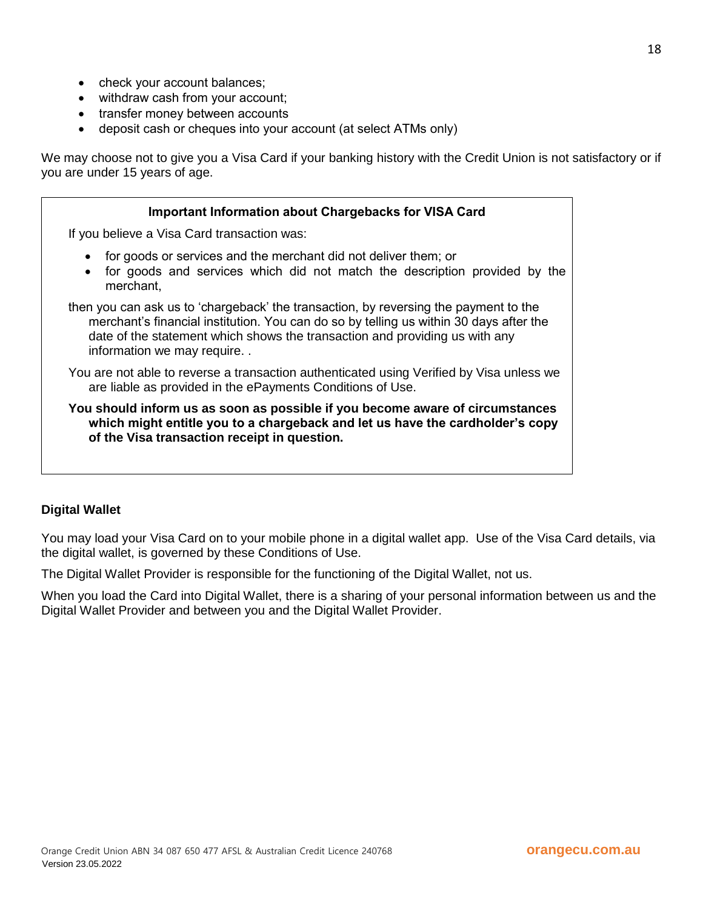- check your account balances;
- withdraw cash from your account;
- transfer money between accounts
- deposit cash or cheques into your account (at select ATMs only)

We may choose not to give you a Visa Card if your banking history with the Credit Union is not satisfactory or if you are under 15 years of age.

**Important Information about Chargebacks for VISA Card**

If you believe a Visa Card transaction was:

- for goods or services and the merchant did not deliver them; or
- for goods and services which did not match the description provided by the merchant,

then you can ask us to 'chargeback' the transaction, by reversing the payment to the merchant's financial institution. You can do so by telling us within 30 days after the date of the statement which shows the transaction and providing us with any information we may require. .

You are not able to reverse a transaction authenticated using Verified by Visa unless we are liable as provided in the ePayments Conditions of Use.

**You should inform us as soon as possible if you become aware of circumstances which might entitle you to a chargeback and let us have the cardholder's copy of the Visa transaction receipt in question.**

**Digital Wallet**

You may load your Visa Card on to your mobile phone in a digital wallet app. Use of the Visa Card details, via the digital wallet, is governed by these Conditions of Use.

The Digital Wallet Provider is responsible for the functioning of the Digital Wallet, not us.

When you load the Card into Digital Wallet, there is a sharing of your personal information between us and the Digital Wallet Provider and between you and the Digital Wallet Provider.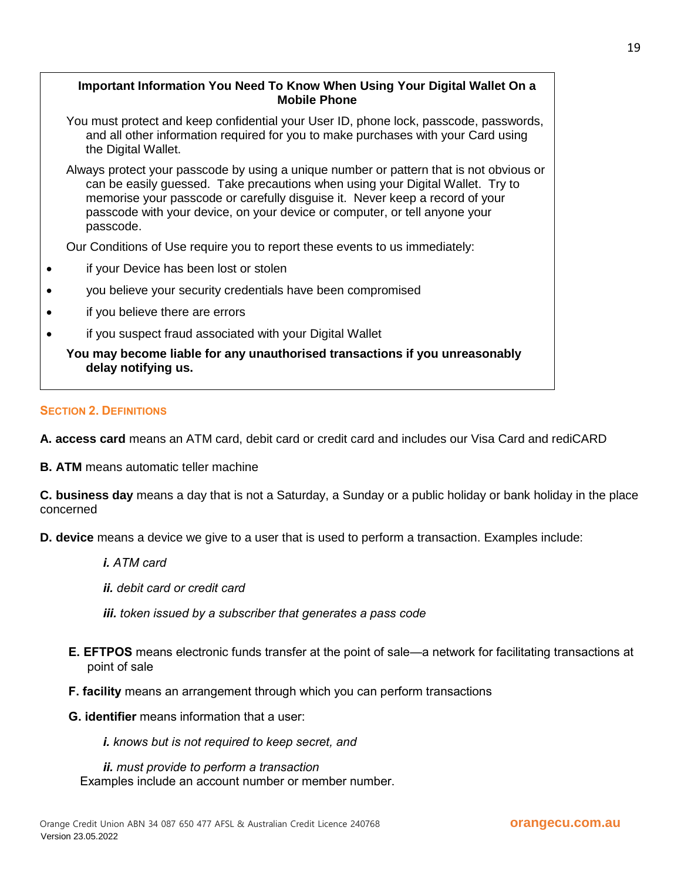**Important Information You Need To Know When Using Your Digital Wallet On a Mobile Phone**

You must protect and keep confidential your User ID, phone lock, passcode, passwords, and all other information required for you to make purchases with your Card using the Digital Wallet.

Always protect your passcode by using a unique number or pattern that is not obvious or can be easily guessed. Take precautions when using your Digital Wallet. Try to memorise your passcode or carefully disguise it. Never keep a record of your passcode with your device, on your device or computer, or tell anyone your passcode.

Our Conditions of Use require you to report these events to us immediately:

- if your Device has been lost or stolen
- you believe your security credentials have been compromised
- if you believe there are errors
- if you suspect fraud associated with your Digital Wallet

**You may become liable for any unauthorised transactions if you unreasonably delay notifying us.**

## SECTION 2. DEFINITIONS

**A. access card** means an ATM card, debit card or credit card and includes our Visa Card and rediCARD

**B. ATM** means automatic teller machine

**C. business day** means a day that is not a Saturday, a Sunday or a public holiday or bank holiday in the place concerned

**D. device** means a device we give to a user that is used to perform a transaction. Examples include:

*i. ATM card*

*ii. debit card or credit card*

*iii. token issued by a subscriber that generates a pass code*

**E. EFTPOS** means electronic funds transfer at the point of sale—a network for facilitating transactions at point of sale

**F. facility** means an arrangement through which you can perform transactions

**G. identifier** means information that a user:

*i. knows but is not required to keep secret, and*

*ii. must provide to perform a transaction*

Examples include an account number or member number.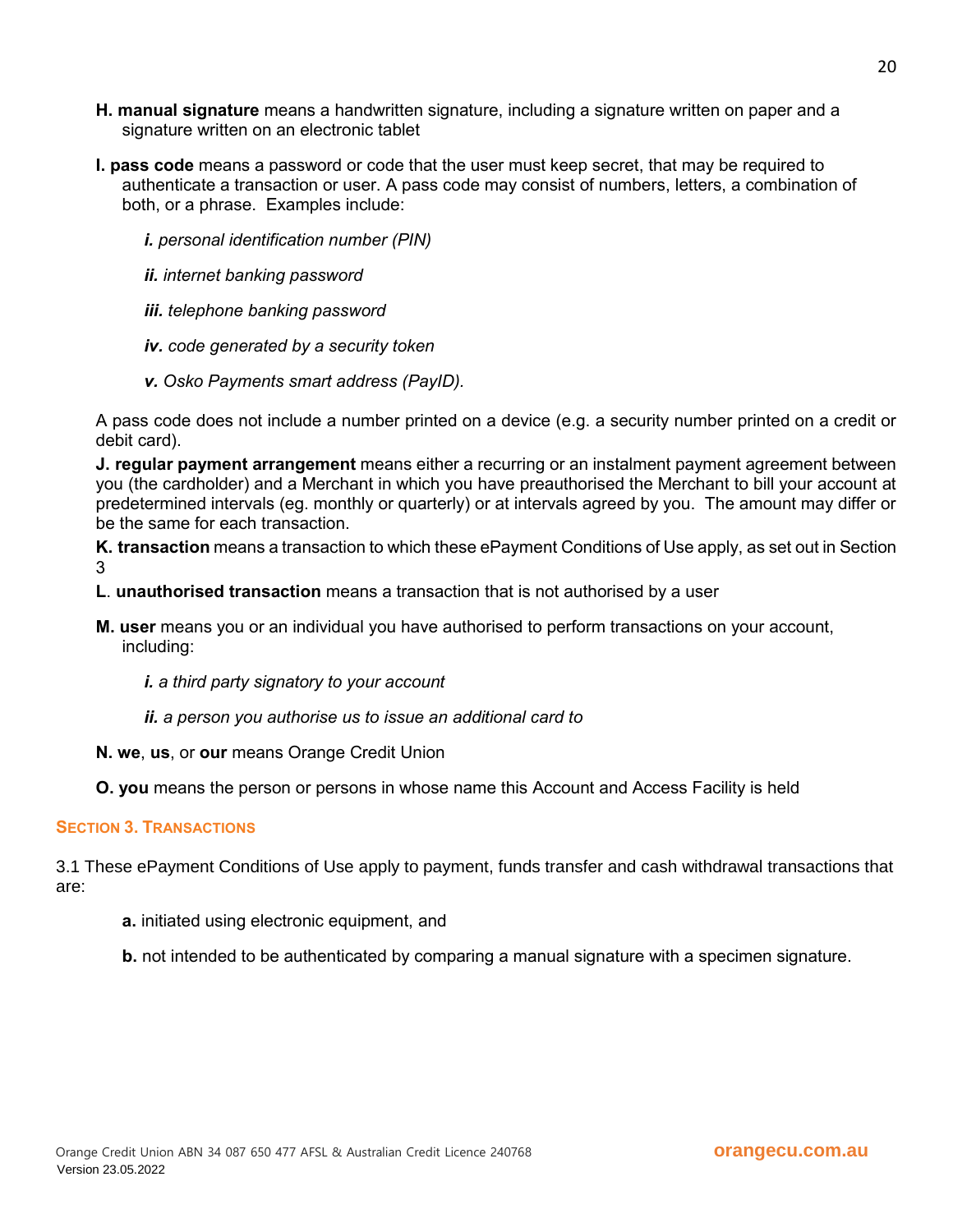**H. manual signature** means a handwritten signature, including a signature written on paper and a signature written on an electronic tablet

**I. pass code** means a password or code that the user must keep secret, that may be required to authenticate a transaction or user. A pass code may consist of numbers, letters, a combination of both, or a phrase. Examples include:

*i. personal identification number (PIN)*

*ii. internet banking password*

*iii. telephone banking password*

*iv. code generated by a security token*

*v. Osko Payments smart address (PayID).*

A pass code does not include a number printed on a device (e.g. a security number printed on a credit or debit card).

**J. regular payment arrangement** means either a recurring or an instalment payment agreement between you (the cardholder) and a Merchant in which you have preauthorised the Merchant to bill your account at predetermined intervals (eg. monthly or quarterly) or at intervals agreed by you. The amount may differ or be the same for each transaction.

**K. transaction** means a transaction to which these ePayment Conditions of Use apply, as set out in Section 3

**L**. **unauthorised transaction** means a transaction that is not authorised by a user

**M. user** means you or an individual you have authorised to perform transactions on your account, including:

*i. a third party signatory to your account*

*ii. a person you authorise us to issue an additional card to*

**N. we**, **us**, or **our** means Orange Credit Union

**O. you** means the person or persons in whose name this Account and Access Facility is held

## SECTION 3. TRANSACTIONS

3.1 These ePayment Conditions of Use apply to payment, funds transfer and cash withdrawal transactions that are:

**a.** initiated using electronic equipment, and

**b.** not intended to be authenticated by comparing a manual signature with a specimen signature.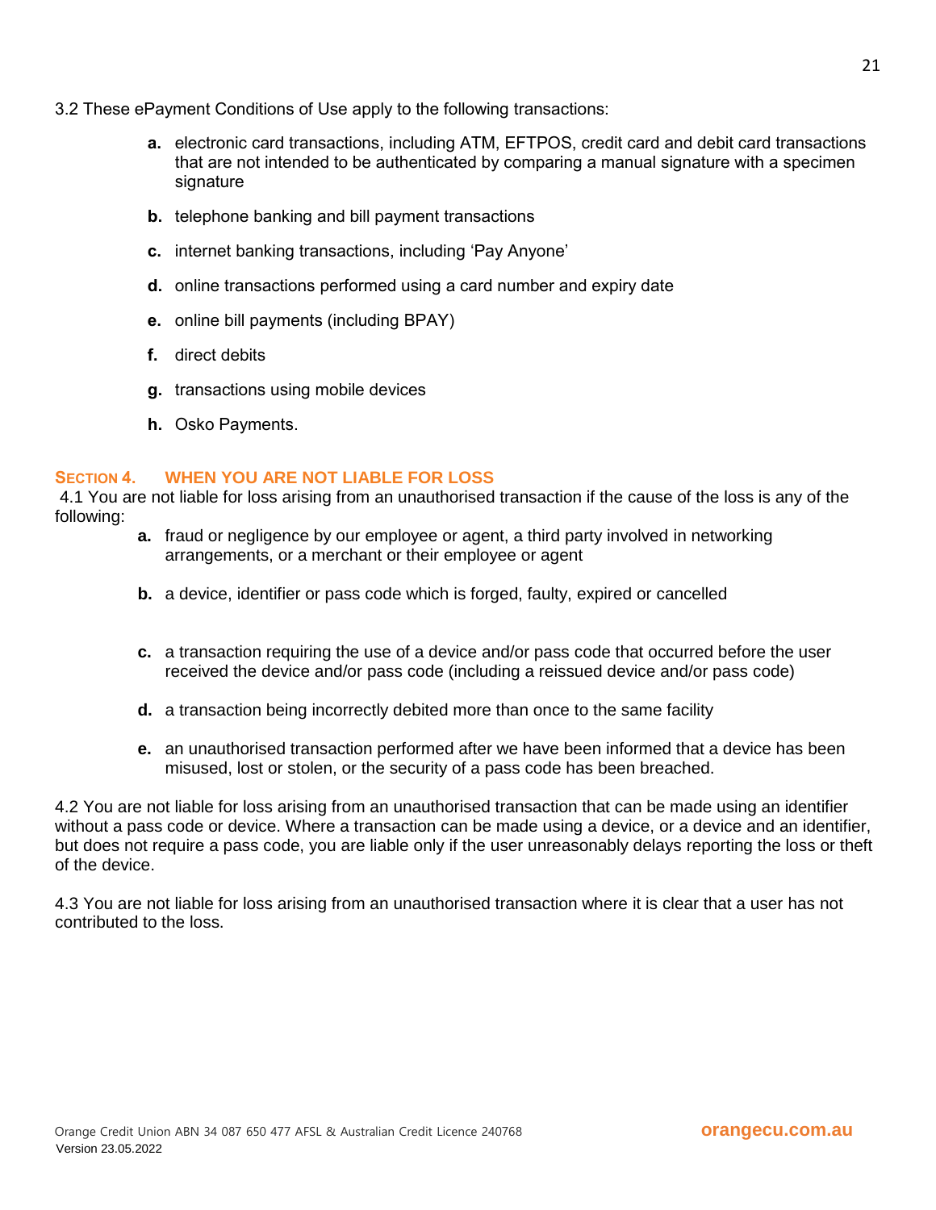3.2 These ePayment Conditions of Use apply to the following transactions:

- **a.** electronic card transactions, including ATM, EFTPOS, credit card and debit card transactions that are not intended to be authenticated by comparing a manual signature with a specimen signature
- **b.** telephone banking and bill payment transactions
- **c.** internet banking transactions, including 'Pay Anyone'
- **d.** online transactions performed using a card number and expiry date
- **e.** online bill payments (including BPAY)
- **f.** direct debits
- **g.** transactions using mobile devices
- **h.** Osko Payments.

## SECTION 4. WHEN YOU ARE NOT LIABLE FOR LOSS

4.1 You are not liable for loss arising from an unauthorised transaction if the cause of the loss is any of the following:

- **a.** fraud or negligence by our employee or agent, a third party involved in networking arrangements, or a merchant or their employee or agent
- **b.** a device, identifier or pass code which is forged, faulty, expired or cancelled
- **c.** a transaction requiring the use of a device and/or pass code that occurred before the user received the device and/or pass code (including a reissued device and/or pass code)
- **d.** a transaction being incorrectly debited more than once to the same facility
- **e.** an unauthorised transaction performed after we have been informed that a device has been misused, lost or stolen, or the security of a pass code has been breached.

4.2 You are not liable for loss arising from an unauthorised transaction that can be made using an identifier without a pass code or device. Where a transaction can be made using a device, or a device and an identifier, but does not require a pass code, you are liable only if the user unreasonably delays reporting the loss or theft of the device.

4.3 You are not liable for loss arising from an unauthorised transaction where it is clear that a user has not contributed to the loss.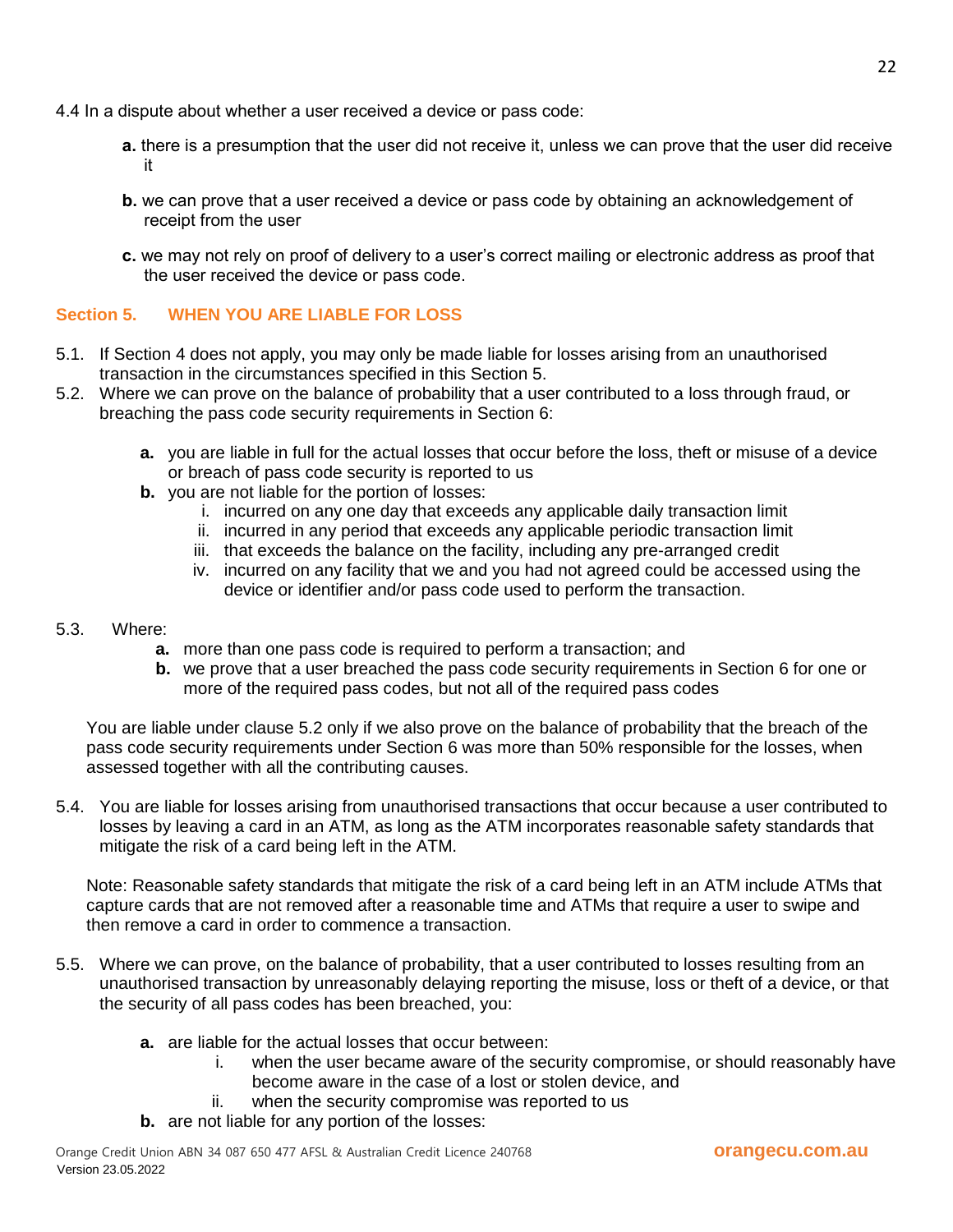4.4 In a dispute about whether a user received a device or pass code:

- **a.** there is a presumption that the user did not receive it, unless we can prove that the user did receive it
- **b.** we can prove that a user received a device or pass code by obtaining an acknowledgement of receipt from the user
- **c.** we may not rely on proof of delivery to a user's correct mailing or electronic address as proof that the user received the device or pass code.

## Section 5. WHEN YOU ARE LIABLE FOR LOSS

5.1. If Section 4 does not apply, you may only be made liable for losses arising from an unauthorised transaction in the circumstances specified in this Section 5.

5.2. Where we can prove on the balance of probability that a user contributed to a loss through fraud, or breaching the pass code security requirements in Section 6:

- **a.** you are liable in full for the actual losses that occur before the loss, theft or misuse of a device or breach of pass code security is reported to us
- **b.** you are not liable for the portion of losses:
  - i. incurred on any one day that exceeds any applicable daily transaction limit
  - ii. incurred in any period that exceeds any applicable periodic transaction limit
  - iii. that exceeds the balance on the facility, including any pre-arranged credit
  - iv. incurred on any facility that we and you had not agreed could be accessed using the device or identifier and/or pass code used to perform the transaction.

5.3. Where:

- **a.** more than one pass code is required to perform a transaction; and
- **b.** we prove that a user breached the pass code security requirements in Section 6 for one or more of the required pass codes, but not all of the required pass codes

You are liable under clause 5.2 only if we also prove on the balance of probability that the breach of the pass code security requirements under Section 6 was more than 50% responsible for the losses, when assessed together with all the contributing causes.

5.4. You are liable for losses arising from unauthorised transactions that occur because a user contributed to losses by leaving a card in an ATM, as long as the ATM incorporates reasonable safety standards that mitigate the risk of a card being left in the ATM.

Note: Reasonable safety standards that mitigate the risk of a card being left in an ATM include ATMs that capture cards that are not removed after a reasonable time and ATMs that require a user to swipe and then remove a card in order to commence a transaction.

5.5. Where we can prove, on the balance of probability, that a user contributed to losses resulting from an unauthorised transaction by unreasonably delaying reporting the misuse, loss or theft of a device, or that the security of all pass codes has been breached, you:

- **a.** are liable for the actual losses that occur between:
  - i. when the user became aware of the security compromise, or should reasonably have become aware in the case of a lost or stolen device, and
  - ii. when the security compromise was reported to us
- **b.** are not liable for any portion of the losses: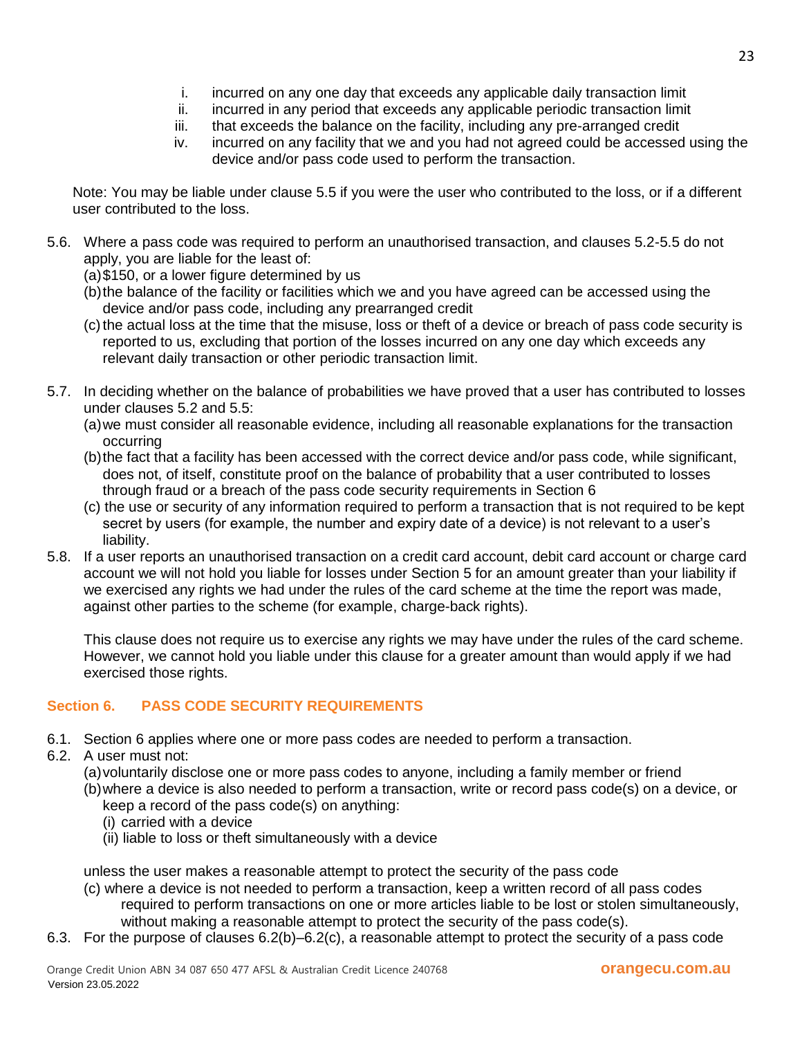i. incurred on any one day that exceeds any applicable daily transaction limit
ii. incurred in any period that exceeds any applicable periodic transaction limit
iii. that exceeds the balance on the facility, including any pre-arranged credit
iv. incurred on any facility that we and you had not agreed could be accessed using the device and/or pass code used to perform the transaction.

Note: You may be liable under clause 5.5 if you were the user who contributed to the loss, or if a different user contributed to the loss.

5.6. Where a pass code was required to perform an unauthorised transaction, and clauses 5.2-5.5 do not apply, you are liable for the least of:
(a) $150, or a lower figure determined by us
(b) the balance of the facility or facilities which we and you have agreed can be accessed using the device and/or pass code, including any prearranged credit
(c) the actual loss at the time that the misuse, loss or theft of a device or breach of pass code security is reported to us, excluding that portion of the losses incurred on any one day which exceeds any relevant daily transaction or other periodic transaction limit.

5.7. In deciding whether on the balance of probabilities we have proved that a user has contributed to losses under clauses 5.2 and 5.5:
(a) we must consider all reasonable evidence, including all reasonable explanations for the transaction occurring
(b) the fact that a facility has been accessed with the correct device and/or pass code, while significant, does not, of itself, constitute proof on the balance of probability that a user contributed to losses through fraud or a breach of the pass code security requirements in Section 6
(c) the use or security of any information required to perform a transaction that is not required to be kept secret by users (for example, the number and expiry date of a device) is not relevant to a user's liability.

5.8. If a user reports an unauthorised transaction on a credit card account, debit card account or charge card account we will not hold you liable for losses under Section 5 for an amount greater than your liability if we exercised any rights we had under the rules of the card scheme at the time the report was made, against other parties to the scheme (for example, charge-back rights).

This clause does not require us to exercise any rights we may have under the rules of the card scheme. However, we cannot hold you liable under this clause for a greater amount than would apply if we had exercised those rights.

## Section 6. PASS CODE SECURITY REQUIREMENTS

6.1. Section 6 applies where one or more pass codes are needed to perform a transaction.

6.2. A user must not:
(a) voluntarily disclose one or more pass codes to anyone, including a family member or friend
(b) where a device is also needed to perform a transaction, write or record pass code(s) on a device, or keep a record of the pass code(s) on anything:
(i) carried with a device
(ii) liable to loss or theft simultaneously with a device

unless the user makes a reasonable attempt to protect the security of the pass code
(c) where a device is not needed to perform a transaction, keep a written record of all pass codes required to perform transactions on one or more articles liable to be lost or stolen simultaneously, without making a reasonable attempt to protect the security of the pass code(s).

6.3. For the purpose of clauses 6.2(b)–6.2(c), a reasonable attempt to protect the security of a pass code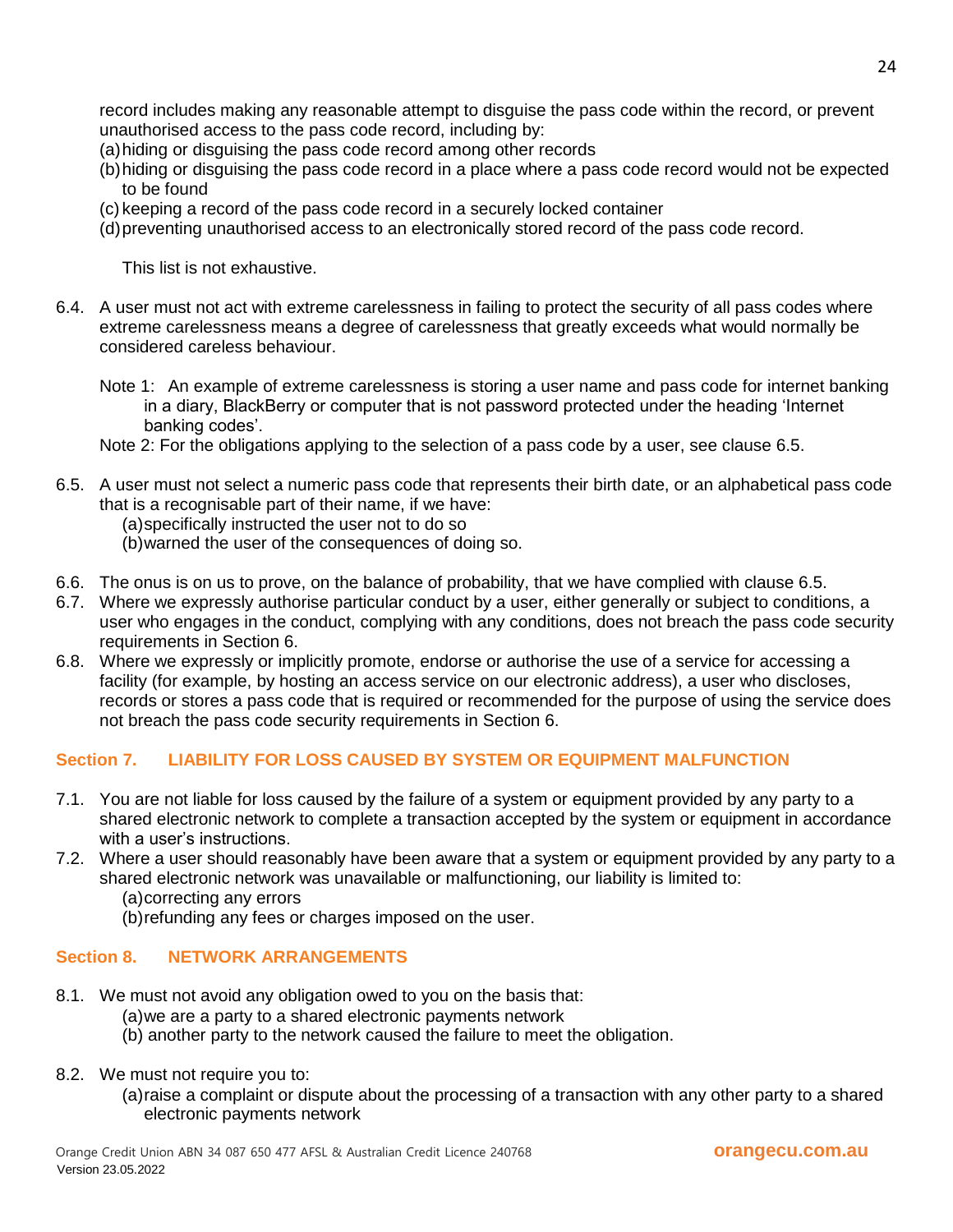record includes making any reasonable attempt to disguise the pass code within the record, or prevent unauthorised access to the pass code record, including by:

(a) hiding or disguising the pass code record among other records
(b) hiding or disguising the pass code record in a place where a pass code record would not be expected to be found
(c) keeping a record of the pass code record in a securely locked container
(d) preventing unauthorised access to an electronically stored record of the pass code record.

This list is not exhaustive.

6.4. A user must not act with extreme carelessness in failing to protect the security of all pass codes where extreme carelessness means a degree of carelessness that greatly exceeds what would normally be considered careless behaviour.

Note 1: An example of extreme carelessness is storing a user name and pass code for internet banking in a diary, BlackBerry or computer that is not password protected under the heading 'Internet banking codes'.

Note 2: For the obligations applying to the selection of a pass code by a user, see clause 6.5.

6.5. A user must not select a numeric pass code that represents their birth date, or an alphabetical pass code that is a recognisable part of their name, if we have:
(a) specifically instructed the user not to do so
(b) warned the user of the consequences of doing so.

6.6. The onus is on us to prove, on the balance of probability, that we have complied with clause 6.5.

6.7. Where we expressly authorise particular conduct by a user, either generally or subject to conditions, a user who engages in the conduct, complying with any conditions, does not breach the pass code security requirements in Section 6.

6.8. Where we expressly or implicitly promote, endorse or authorise the use of a service for accessing a facility (for example, by hosting an access service on our electronic address), a user who discloses, records or stores a pass code that is required or recommended for the purpose of using the service does not breach the pass code security requirements in Section 6.

## Section 7. LIABILITY FOR LOSS CAUSED BY SYSTEM OR EQUIPMENT MALFUNCTION

7.1. You are not liable for loss caused by the failure of a system or equipment provided by any party to a shared electronic network to complete a transaction accepted by the system or equipment in accordance with a user's instructions.

7.2. Where a user should reasonably have been aware that a system or equipment provided by any party to a shared electronic network was unavailable or malfunctioning, our liability is limited to:
(a) correcting any errors
(b) refunding any fees or charges imposed on the user.

## Section 8. NETWORK ARRANGEMENTS

8.1. We must not avoid any obligation owed to you on the basis that:
(a) we are a party to a shared electronic payments network
(b) another party to the network caused the failure to meet the obligation.

8.2. We must not require you to:
(a) raise a complaint or dispute about the processing of a transaction with any other party to a shared electronic payments network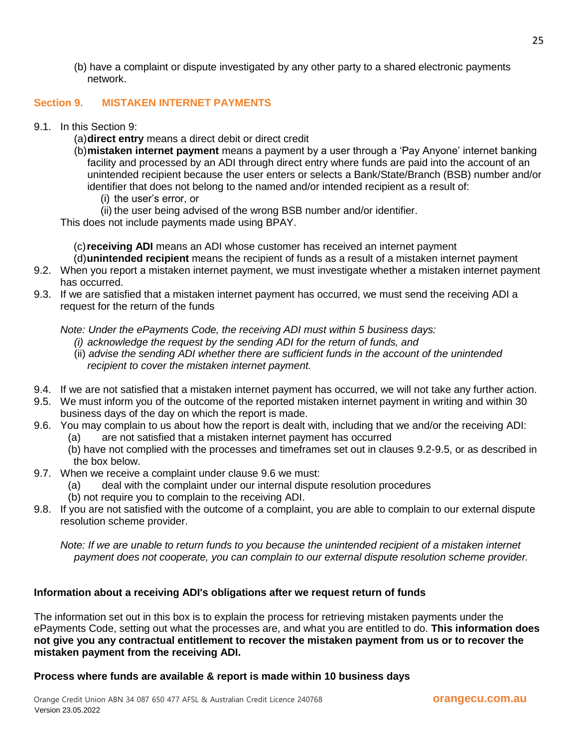(b) have a complaint or dispute investigated by any other party to a shared electronic payments network.

## Section 9. MISTAKEN INTERNET PAYMENTS

9.1. In this Section 9:

(a) **direct entry** means a direct debit or direct credit

(b) **mistaken internet payment** means a payment by a user through a 'Pay Anyone' internet banking facility and processed by an ADI through direct entry where funds are paid into the account of an unintended recipient because the user enters or selects a Bank/State/Branch (BSB) number and/or identifier that does not belong to the named and/or intended recipient as a result of:

(i) the user's error, or

(ii) the user being advised of the wrong BSB number and/or identifier.

This does not include payments made using BPAY.

(c) **receiving ADI** means an ADI whose customer has received an internet payment

(d) **unintended recipient** means the recipient of funds as a result of a mistaken internet payment

9.2. When you report a mistaken internet payment, we must investigate whether a mistaken internet payment has occurred.

9.3. If we are satisfied that a mistaken internet payment has occurred, we must send the receiving ADI a request for the return of the funds

*Note: Under the ePayments Code, the receiving ADI must within 5 business days:*

*(i) acknowledge the request by the sending ADI for the return of funds, and*

*(ii) advise the sending ADI whether there are sufficient funds in the account of the unintended recipient to cover the mistaken internet payment.*

9.4. If we are not satisfied that a mistaken internet payment has occurred, we will not take any further action.

9.5. We must inform you of the outcome of the reported mistaken internet payment in writing and within 30 business days of the day on which the report is made.

9.6. You may complain to us about how the report is dealt with, including that we and/or the receiving ADI:

(a) are not satisfied that a mistaken internet payment has occurred

(b) have not complied with the processes and timeframes set out in clauses 9.2-9.5, or as described in the box below.

9.7. When we receive a complaint under clause 9.6 we must:

(a) deal with the complaint under our internal dispute resolution procedures

(b) not require you to complain to the receiving ADI.

9.8. If you are not satisfied with the outcome of a complaint, you are able to complain to our external dispute resolution scheme provider.

*Note: If we are unable to return funds to you because the unintended recipient of a mistaken internet payment does not cooperate, you can complain to our external dispute resolution scheme provider.*

**Information about a receiving ADI's obligations after we request return of funds**

The information set out in this box is to explain the process for retrieving mistaken payments under the ePayments Code, setting out what the processes are, and what you are entitled to do. **This information does not give you any contractual entitlement to recover the mistaken payment from us or to recover the mistaken payment from the receiving ADI.**

**Process where funds are available & report is made within 10 business days**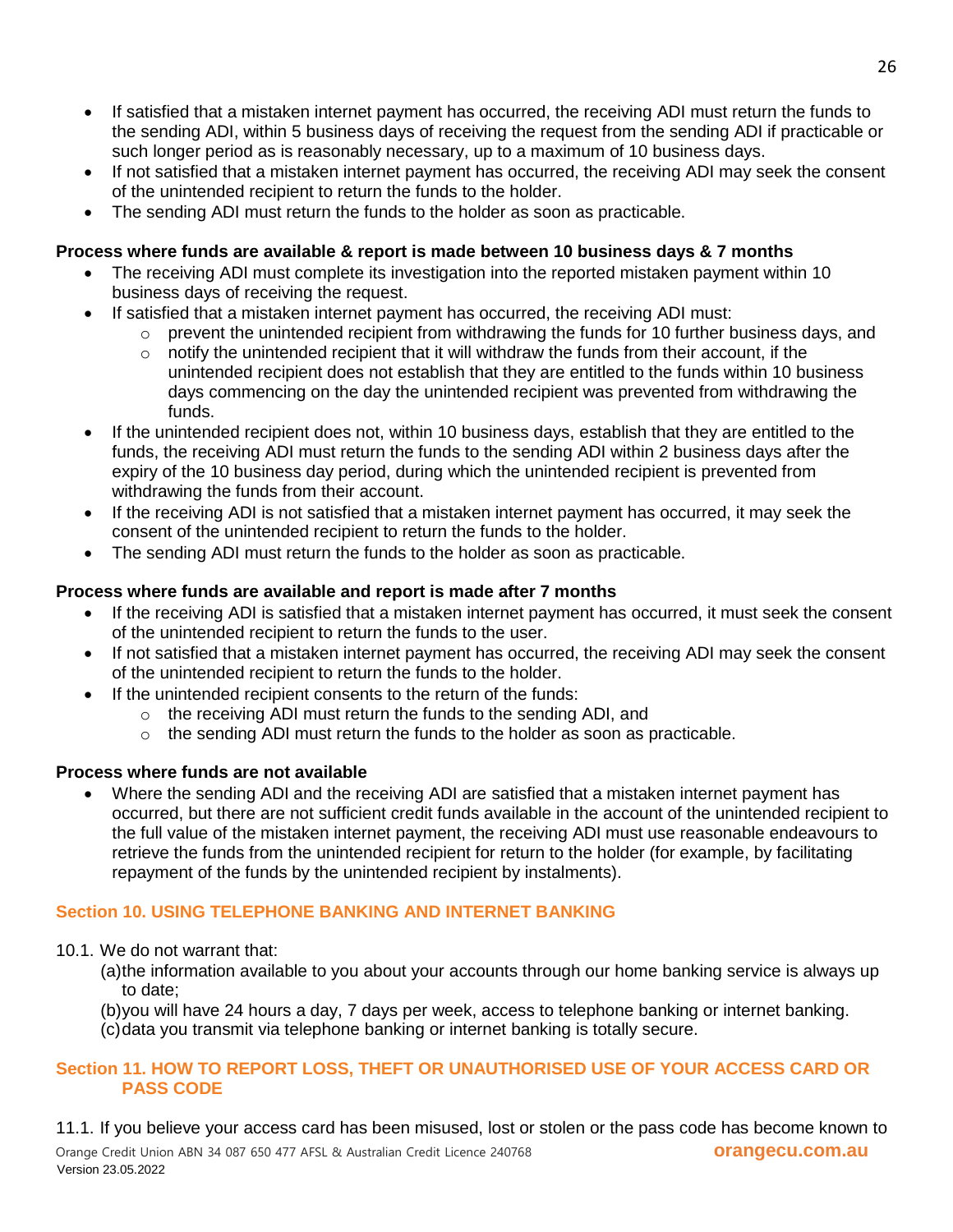- If satisfied that a mistaken internet payment has occurred, the receiving ADI must return the funds to the sending ADI, within 5 business days of receiving the request from the sending ADI if practicable or such longer period as is reasonably necessary, up to a maximum of 10 business days.
- If not satisfied that a mistaken internet payment has occurred, the receiving ADI may seek the consent of the unintended recipient to return the funds to the holder.
- The sending ADI must return the funds to the holder as soon as practicable.

**Process where funds are available & report is made between 10 business days & 7 months**

- The receiving ADI must complete its investigation into the reported mistaken payment within 10 business days of receiving the request.
- If satisfied that a mistaken internet payment has occurred, the receiving ADI must:
  - prevent the unintended recipient from withdrawing the funds for 10 further business days, and
  - notify the unintended recipient that it will withdraw the funds from their account, if the unintended recipient does not establish that they are entitled to the funds within 10 business days commencing on the day the unintended recipient was prevented from withdrawing the funds.
- If the unintended recipient does not, within 10 business days, establish that they are entitled to the funds, the receiving ADI must return the funds to the sending ADI within 2 business days after the expiry of the 10 business day period, during which the unintended recipient is prevented from withdrawing the funds from their account.
- If the receiving ADI is not satisfied that a mistaken internet payment has occurred, it may seek the consent of the unintended recipient to return the funds to the holder.
- The sending ADI must return the funds to the holder as soon as practicable.

**Process where funds are available and report is made after 7 months**

- If the receiving ADI is satisfied that a mistaken internet payment has occurred, it must seek the consent of the unintended recipient to return the funds to the user.
- If not satisfied that a mistaken internet payment has occurred, the receiving ADI may seek the consent of the unintended recipient to return the funds to the holder.
- If the unintended recipient consents to the return of the funds:
  - the receiving ADI must return the funds to the sending ADI, and
  - the sending ADI must return the funds to the holder as soon as practicable.

**Process where funds are not available**

- Where the sending ADI and the receiving ADI are satisfied that a mistaken internet payment has occurred, but there are not sufficient credit funds available in the account of the unintended recipient to the full value of the mistaken internet payment, the receiving ADI must use reasonable endeavours to retrieve the funds from the unintended recipient for return to the holder (for example, by facilitating repayment of the funds by the unintended recipient by instalments).

## Section 10. USING TELEPHONE BANKING AND INTERNET BANKING

10.1. We do not warrant that:

(a) the information available to you about your accounts through our home banking service is always up to date;

(b) you will have 24 hours a day, 7 days per week, access to telephone banking or internet banking.

(c) data you transmit via telephone banking or internet banking is totally secure.

## Section 11. HOW TO REPORT LOSS, THEFT OR UNAUTHORISED USE OF YOUR ACCESS CARD OR PASS CODE

11.1. If you believe your access card has been misused, lost or stolen or the pass code has become known to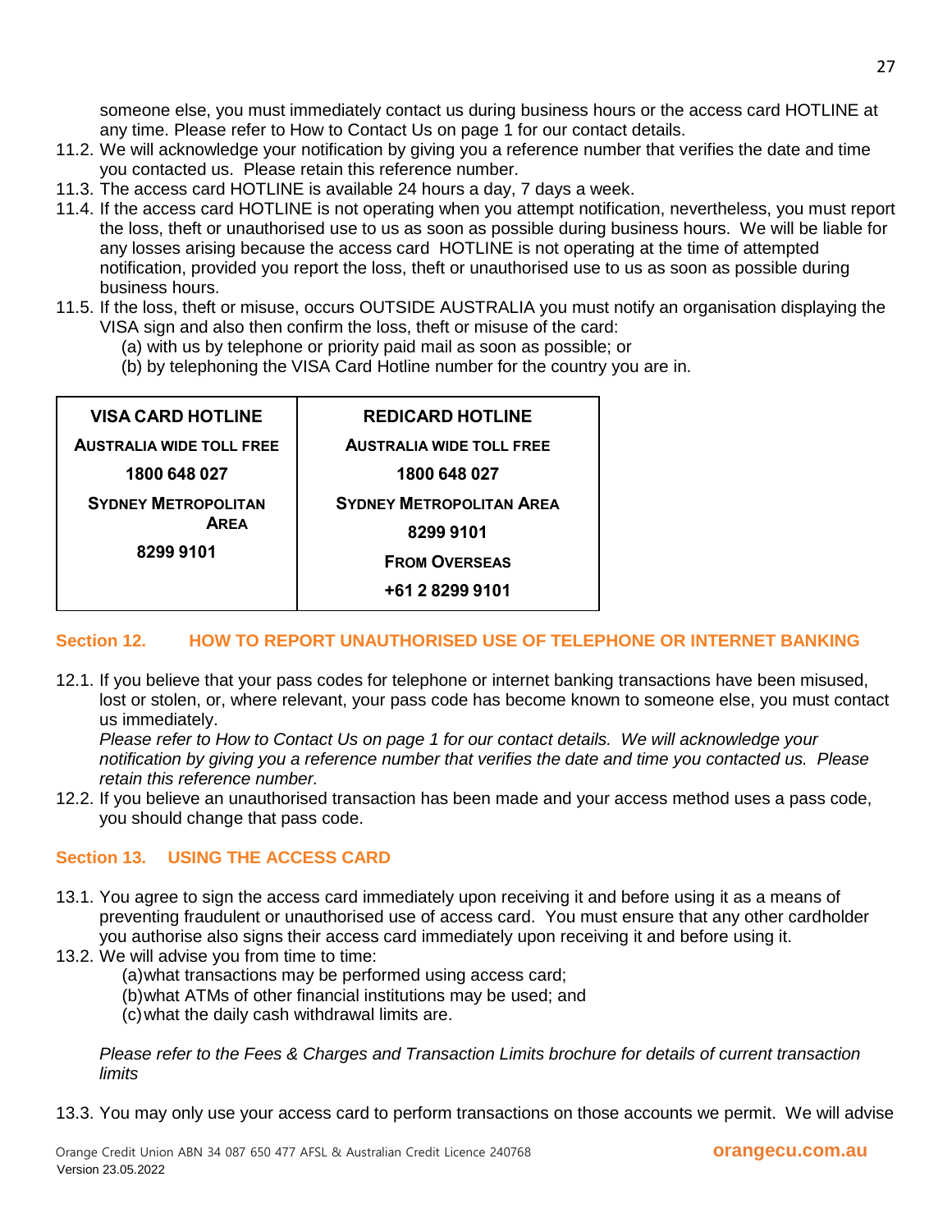someone else, you must immediately contact us during business hours or the access card HOTLINE at any time. Please refer to How to Contact Us on page 1 for our contact details.

11.2. We will acknowledge your notification by giving you a reference number that verifies the date and time you contacted us. Please retain this reference number.

11.3. The access card HOTLINE is available 24 hours a day, 7 days a week.

11.4. If the access card HOTLINE is not operating when you attempt notification, nevertheless, you must report the loss, theft or unauthorised use to us as soon as possible during business hours. We will be liable for any losses arising because the access card HOTLINE is not operating at the time of attempted notification, provided you report the loss, theft or unauthorised use to us as soon as possible during business hours.

11.5. If the loss, theft or misuse, occurs OUTSIDE AUSTRALIA you must notify an organisation displaying the VISA sign and also then confirm the loss, theft or misuse of the card:

(a) with us by telephone or priority paid mail as soon as possible; or

(b) by telephoning the VISA Card Hotline number for the country you are in.

| VISA CARD HOTLINE | REDICARD HOTLINE |
|---|---|
| AUSTRALIA WIDE TOLL FREE | AUSTRALIA WIDE TOLL FREE |
| 1800 648 027 | 1800 648 027 |
| SYDNEY METROPOLITAN AREA | SYDNEY METROPOLITAN AREA |
| 8299 9101 | 8299 9101 |
| | FROM OVERSEAS |
| | +61 2 8299 9101 |

## Section 12. HOW TO REPORT UNAUTHORISED USE OF TELEPHONE OR INTERNET BANKING

12.1. If you believe that your pass codes for telephone or internet banking transactions have been misused, lost or stolen, or, where relevant, your pass code has become known to someone else, you must contact us immediately.
*Please refer to How to Contact Us on page 1 for our contact details. We will acknowledge your notification by giving you a reference number that verifies the date and time you contacted us. Please retain this reference number.*

12.2. If you believe an unauthorised transaction has been made and your access method uses a pass code, you should change that pass code.

## Section 13. USING THE ACCESS CARD

13.1. You agree to sign the access card immediately upon receiving it and before using it as a means of preventing fraudulent or unauthorised use of access card. You must ensure that any other cardholder you authorise also signs their access card immediately upon receiving it and before using it.

13.2. We will advise you from time to time:

(a) what transactions may be performed using access card;

(b) what ATMs of other financial institutions may be used; and

(c) what the daily cash withdrawal limits are.

*Please refer to the Fees & Charges and Transaction Limits brochure for details of current transaction limits*

13.3. You may only use your access card to perform transactions on those accounts we permit. We will advise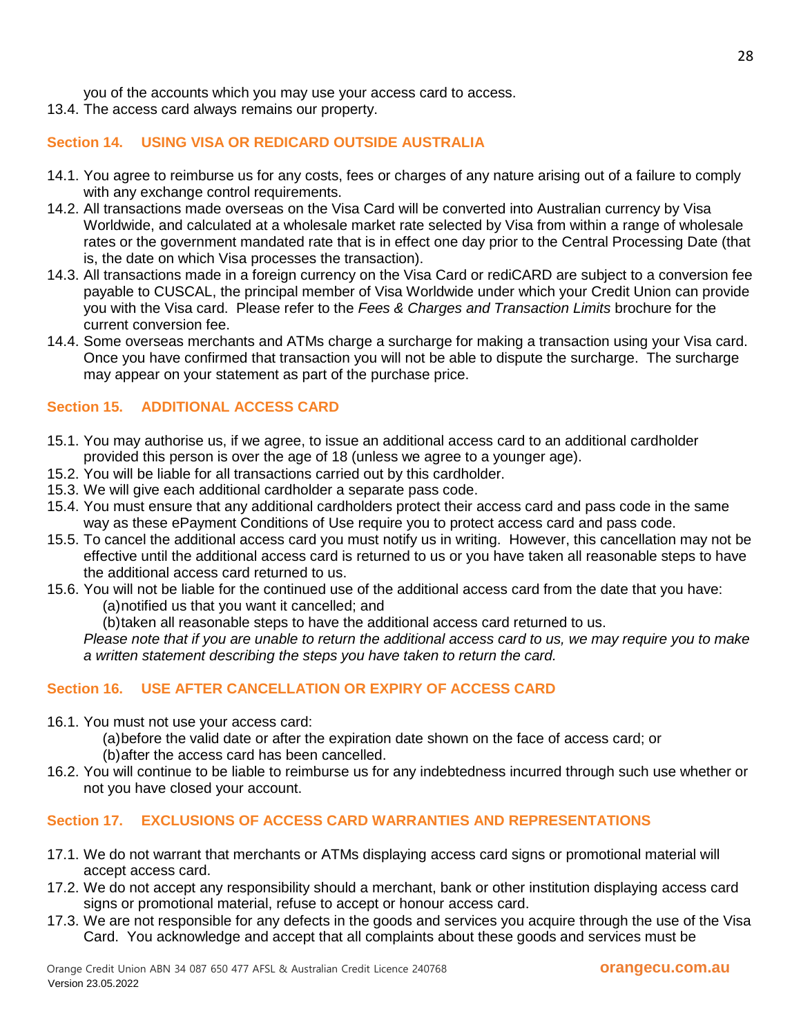you of the accounts which you may use your access card to access.

13.4. The access card always remains our property.

## Section 14. USING VISA OR REDICARD OUTSIDE AUSTRALIA

14.1. You agree to reimburse us for any costs, fees or charges of any nature arising out of a failure to comply with any exchange control requirements.

14.2. All transactions made overseas on the Visa Card will be converted into Australian currency by Visa Worldwide, and calculated at a wholesale market rate selected by Visa from within a range of wholesale rates or the government mandated rate that is in effect one day prior to the Central Processing Date (that is, the date on which Visa processes the transaction).

14.3. All transactions made in a foreign currency on the Visa Card or rediCARD are subject to a conversion fee payable to CUSCAL, the principal member of Visa Worldwide under which your Credit Union can provide you with the Visa card. Please refer to the *Fees & Charges and Transaction Limits* brochure for the current conversion fee.

14.4. Some overseas merchants and ATMs charge a surcharge for making a transaction using your Visa card. Once you have confirmed that transaction you will not be able to dispute the surcharge. The surcharge may appear on your statement as part of the purchase price.

## Section 15. ADDITIONAL ACCESS CARD

15.1. You may authorise us, if we agree, to issue an additional access card to an additional cardholder provided this person is over the age of 18 (unless we agree to a younger age).

15.2. You will be liable for all transactions carried out by this cardholder.

15.3. We will give each additional cardholder a separate pass code.

15.4. You must ensure that any additional cardholders protect their access card and pass code in the same way as these ePayment Conditions of Use require you to protect access card and pass code.

15.5. To cancel the additional access card you must notify us in writing. However, this cancellation may not be effective until the additional access card is returned to us or you have taken all reasonable steps to have the additional access card returned to us.

15.6. You will not be liable for the continued use of the additional access card from the date that you have:

(a) notified us that you want it cancelled; and

(b) taken all reasonable steps to have the additional access card returned to us.

*Please note that if you are unable to return the additional access card to us, we may require you to make a written statement describing the steps you have taken to return the card.*

## Section 16. USE AFTER CANCELLATION OR EXPIRY OF ACCESS CARD

16.1. You must not use your access card:

(a) before the valid date or after the expiration date shown on the face of access card; or

(b) after the access card has been cancelled.

16.2. You will continue to be liable to reimburse us for any indebtedness incurred through such use whether or not you have closed your account.

## Section 17. EXCLUSIONS OF ACCESS CARD WARRANTIES AND REPRESENTATIONS

17.1. We do not warrant that merchants or ATMs displaying access card signs or promotional material will accept access card.

17.2. We do not accept any responsibility should a merchant, bank or other institution displaying access card signs or promotional material, refuse to accept or honour access card.

17.3. We are not responsible for any defects in the goods and services you acquire through the use of the Visa Card. You acknowledge and accept that all complaints about these goods and services must be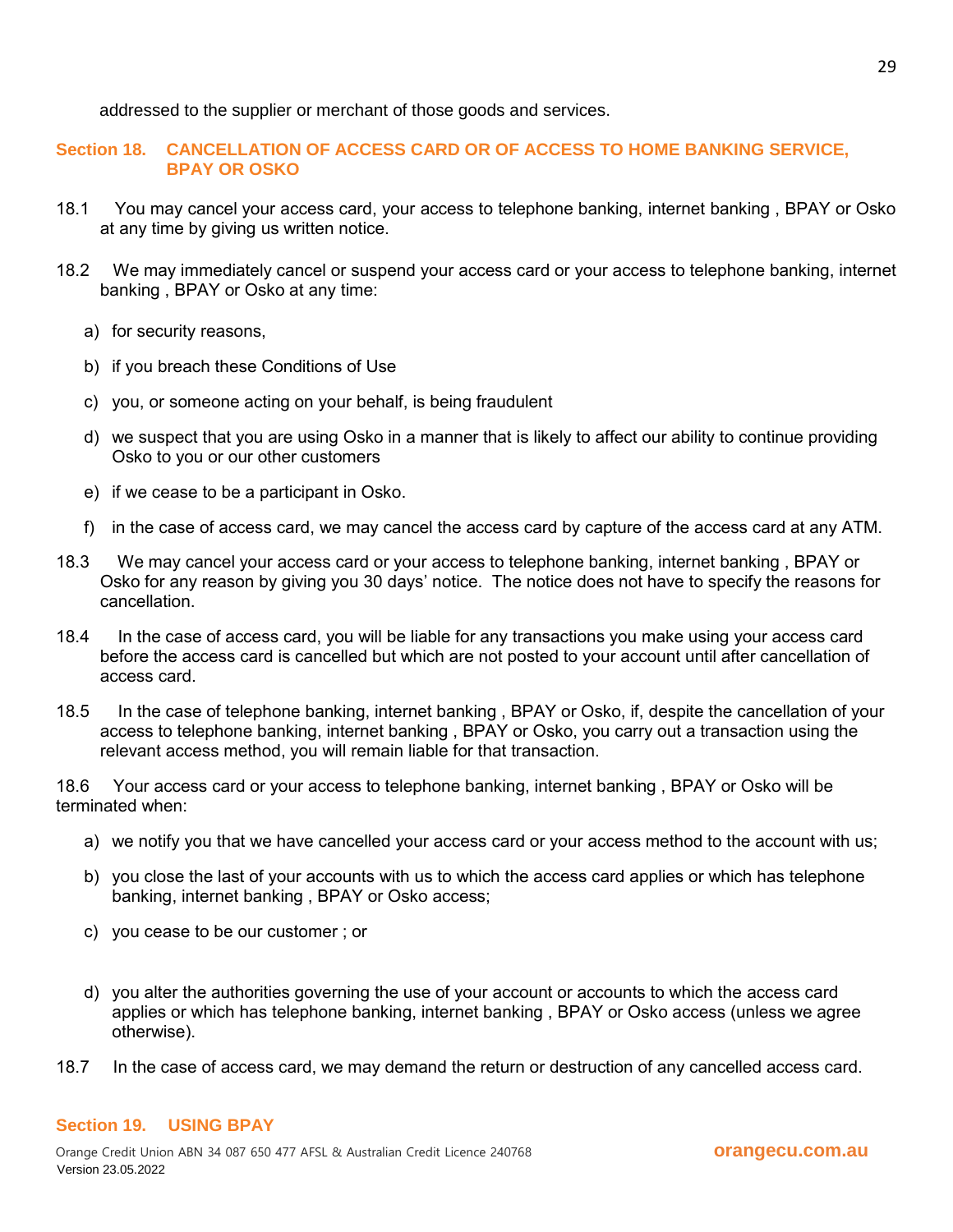addressed to the supplier or merchant of those goods and services.

## Section 18. CANCELLATION OF ACCESS CARD OR OF ACCESS TO HOME BANKING SERVICE, BPAY OR OSKO

18.1 You may cancel your access card, your access to telephone banking, internet banking , BPAY or Osko at any time by giving us written notice.

18.2 We may immediately cancel or suspend your access card or your access to telephone banking, internet banking , BPAY or Osko at any time:

a) for security reasons,

b) if you breach these Conditions of Use

c) you, or someone acting on your behalf, is being fraudulent

d) we suspect that you are using Osko in a manner that is likely to affect our ability to continue providing Osko to you or our other customers

e) if we cease to be a participant in Osko.

f) in the case of access card, we may cancel the access card by capture of the access card at any ATM.

18.3 We may cancel your access card or your access to telephone banking, internet banking , BPAY or Osko for any reason by giving you 30 days' notice. The notice does not have to specify the reasons for cancellation.

18.4 In the case of access card, you will be liable for any transactions you make using your access card before the access card is cancelled but which are not posted to your account until after cancellation of access card.

18.5 In the case of telephone banking, internet banking , BPAY or Osko, if, despite the cancellation of your access to telephone banking, internet banking , BPAY or Osko, you carry out a transaction using the relevant access method, you will remain liable for that transaction.

18.6 Your access card or your access to telephone banking, internet banking , BPAY or Osko will be terminated when:

a) we notify you that we have cancelled your access card or your access method to the account with us;

b) you close the last of your accounts with us to which the access card applies or which has telephone banking, internet banking , BPAY or Osko access;

c) you cease to be our customer ; or

d) you alter the authorities governing the use of your account or accounts to which the access card applies or which has telephone banking, internet banking , BPAY or Osko access (unless we agree otherwise).

18.7 In the case of access card, we may demand the return or destruction of any cancelled access card.

## Section 19. USING BPAY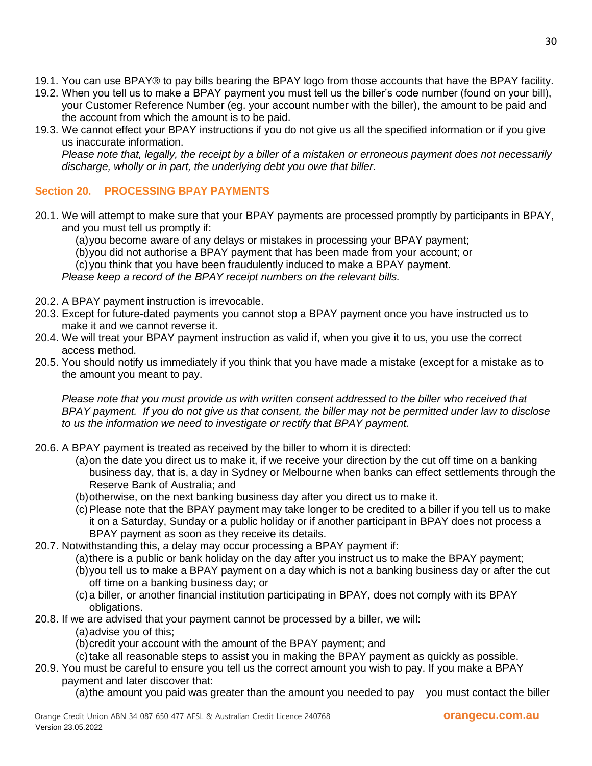19.1. You can use BPAY® to pay bills bearing the BPAY logo from those accounts that have the BPAY facility.

19.2. When you tell us to make a BPAY payment you must tell us the biller's code number (found on your bill), your Customer Reference Number (eg. your account number with the biller), the amount to be paid and the account from which the amount is to be paid.

19.3. We cannot effect your BPAY instructions if you do not give us all the specified information or if you give us inaccurate information.
*Please note that, legally, the receipt by a biller of a mistaken or erroneous payment does not necessarily discharge, wholly or in part, the underlying debt you owe that biller.*

## Section 20. PROCESSING BPAY PAYMENTS

20.1. We will attempt to make sure that your BPAY payments are processed promptly by participants in BPAY, and you must tell us promptly if:
- (a) you become aware of any delays or mistakes in processing your BPAY payment;
- (b) you did not authorise a BPAY payment that has been made from your account; or
- (c) you think that you have been fraudulently induced to make a BPAY payment.

*Please keep a record of the BPAY receipt numbers on the relevant bills.*

20.2. A BPAY payment instruction is irrevocable.

20.3. Except for future-dated payments you cannot stop a BPAY payment once you have instructed us to make it and we cannot reverse it.

20.4. We will treat your BPAY payment instruction as valid if, when you give it to us, you use the correct access method.

20.5. You should notify us immediately if you think that you have made a mistake (except for a mistake as to the amount you meant to pay.

*Please note that you must provide us with written consent addressed to the biller who received that BPAY payment. If you do not give us that consent, the biller may not be permitted under law to disclose to us the information we need to investigate or rectify that BPAY payment.*

20.6. A BPAY payment is treated as received by the biller to whom it is directed:
- (a) on the date you direct us to make it, if we receive your direction by the cut off time on a banking business day, that is, a day in Sydney or Melbourne when banks can effect settlements through the Reserve Bank of Australia; and
- (b) otherwise, on the next banking business day after you direct us to make it.
- (c) Please note that the BPAY payment may take longer to be credited to a biller if you tell us to make it on a Saturday, Sunday or a public holiday or if another participant in BPAY does not process a BPAY payment as soon as they receive its details.

20.7. Notwithstanding this, a delay may occur processing a BPAY payment if:
- (a) there is a public or bank holiday on the day after you instruct us to make the BPAY payment;
- (b) you tell us to make a BPAY payment on a day which is not a banking business day or after the cut off time on a banking business day; or
- (c) a biller, or another financial institution participating in BPAY, does not comply with its BPAY obligations.

20.8. If we are advised that your payment cannot be processed by a biller, we will:
- (a) advise you of this;
- (b) credit your account with the amount of the BPAY payment; and
- (c) take all reasonable steps to assist you in making the BPAY payment as quickly as possible.

20.9. You must be careful to ensure you tell us the correct amount you wish to pay. If you make a BPAY payment and later discover that:
- (a) the amount you paid was greater than the amount you needed to pay you must contact the biller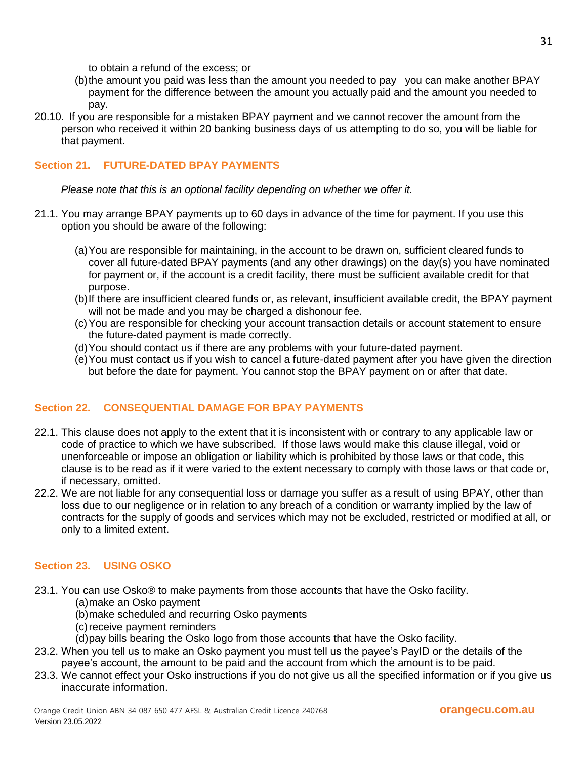to obtain a refund of the excess; or

(b) the amount you paid was less than the amount you needed to pay you can make another BPAY payment for the difference between the amount you actually paid and the amount you needed to pay.

20.10. If you are responsible for a mistaken BPAY payment and we cannot recover the amount from the person who received it within 20 banking business days of us attempting to do so, you will be liable for that payment.

## Section 21. FUTURE-DATED BPAY PAYMENTS

*Please note that this is an optional facility depending on whether we offer it.*

21.1. You may arrange BPAY payments up to 60 days in advance of the time for payment. If you use this option you should be aware of the following:

(a) You are responsible for maintaining, in the account to be drawn on, sufficient cleared funds to cover all future-dated BPAY payments (and any other drawings) on the day(s) you have nominated for payment or, if the account is a credit facility, there must be sufficient available credit for that purpose.

(b) If there are insufficient cleared funds or, as relevant, insufficient available credit, the BPAY payment will not be made and you may be charged a dishonour fee.

(c) You are responsible for checking your account transaction details or account statement to ensure the future-dated payment is made correctly.

(d) You should contact us if there are any problems with your future-dated payment.

(e) You must contact us if you wish to cancel a future-dated payment after you have given the direction but before the date for payment. You cannot stop the BPAY payment on or after that date.

## Section 22. CONSEQUENTIAL DAMAGE FOR BPAY PAYMENTS

22.1. This clause does not apply to the extent that it is inconsistent with or contrary to any applicable law or code of practice to which we have subscribed. If those laws would make this clause illegal, void or unenforceable or impose an obligation or liability which is prohibited by those laws or that code, this clause is to be read as if it were varied to the extent necessary to comply with those laws or that code or, if necessary, omitted.

22.2. We are not liable for any consequential loss or damage you suffer as a result of using BPAY, other than loss due to our negligence or in relation to any breach of a condition or warranty implied by the law of contracts for the supply of goods and services which may not be excluded, restricted or modified at all, or only to a limited extent.

## Section 23. USING OSKO

23.1. You can use Osko® to make payments from those accounts that have the Osko facility.

(a) make an Osko payment

(b) make scheduled and recurring Osko payments

(c) receive payment reminders

(d) pay bills bearing the Osko logo from those accounts that have the Osko facility.

23.2. When you tell us to make an Osko payment you must tell us the payee's PayID or the details of the payee's account, the amount to be paid and the account from which the amount is to be paid.

23.3. We cannot effect your Osko instructions if you do not give us all the specified information or if you give us inaccurate information.

Orange Credit Union ABN 34 087 650 477 AFSL & Australian Credit Licence 240768 **orangecu.com.au**
Version 23.05.2022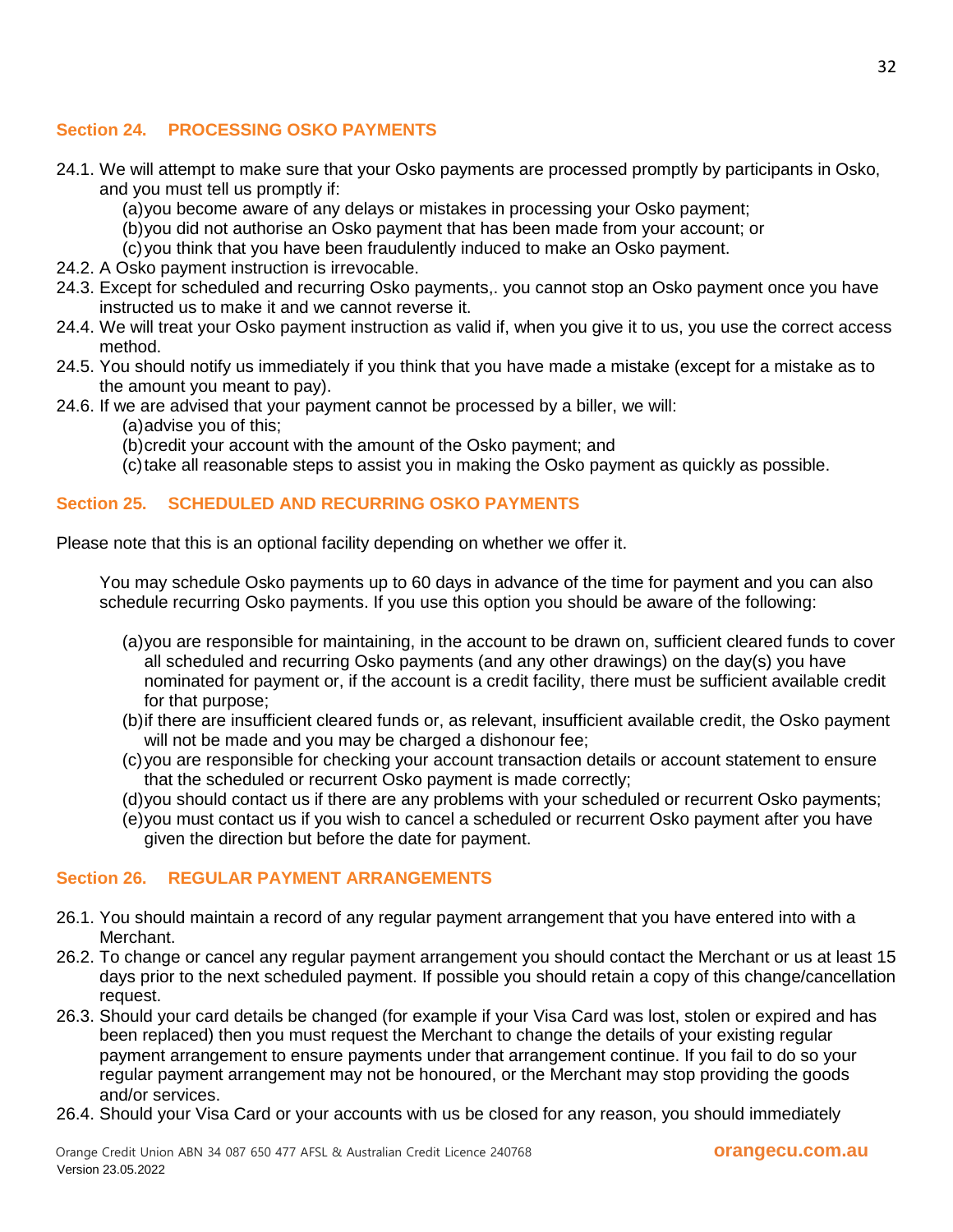## Section 24. PROCESSING OSKO PAYMENTS

24.1. We will attempt to make sure that your Osko payments are processed promptly by participants in Osko, and you must tell us promptly if:

(a) you become aware of any delays or mistakes in processing your Osko payment;
(b) you did not authorise an Osko payment that has been made from your account; or
(c) you think that you have been fraudulently induced to make an Osko payment.

24.2. A Osko payment instruction is irrevocable.

24.3. Except for scheduled and recurring Osko payments,. you cannot stop an Osko payment once you have instructed us to make it and we cannot reverse it.

24.4. We will treat your Osko payment instruction as valid if, when you give it to us, you use the correct access method.

24.5. You should notify us immediately if you think that you have made a mistake (except for a mistake as to the amount you meant to pay).

24.6. If we are advised that your payment cannot be processed by a biller, we will:

(a) advise you of this;
(b) credit your account with the amount of the Osko payment; and
(c) take all reasonable steps to assist you in making the Osko payment as quickly as possible.

## Section 25. SCHEDULED AND RECURRING OSKO PAYMENTS

Please note that this is an optional facility depending on whether we offer it.

You may schedule Osko payments up to 60 days in advance of the time for payment and you can also schedule recurring Osko payments. If you use this option you should be aware of the following:

(a) you are responsible for maintaining, in the account to be drawn on, sufficient cleared funds to cover all scheduled and recurring Osko payments (and any other drawings) on the day(s) you have nominated for payment or, if the account is a credit facility, there must be sufficient available credit for that purpose;
(b) if there are insufficient cleared funds or, as relevant, insufficient available credit, the Osko payment will not be made and you may be charged a dishonour fee;
(c) you are responsible for checking your account transaction details or account statement to ensure that the scheduled or recurrent Osko payment is made correctly;
(d) you should contact us if there are any problems with your scheduled or recurrent Osko payments;
(e) you must contact us if you wish to cancel a scheduled or recurrent Osko payment after you have given the direction but before the date for payment.

## Section 26. REGULAR PAYMENT ARRANGEMENTS

26.1. You should maintain a record of any regular payment arrangement that you have entered into with a Merchant.

26.2. To change or cancel any regular payment arrangement you should contact the Merchant or us at least 15 days prior to the next scheduled payment. If possible you should retain a copy of this change/cancellation request.

26.3. Should your card details be changed (for example if your Visa Card was lost, stolen or expired and has been replaced) then you must request the Merchant to change the details of your existing regular payment arrangement to ensure payments under that arrangement continue. If you fail to do so your regular payment arrangement may not be honoured, or the Merchant may stop providing the goods and/or services.

26.4. Should your Visa Card or your accounts with us be closed for any reason, you should immediately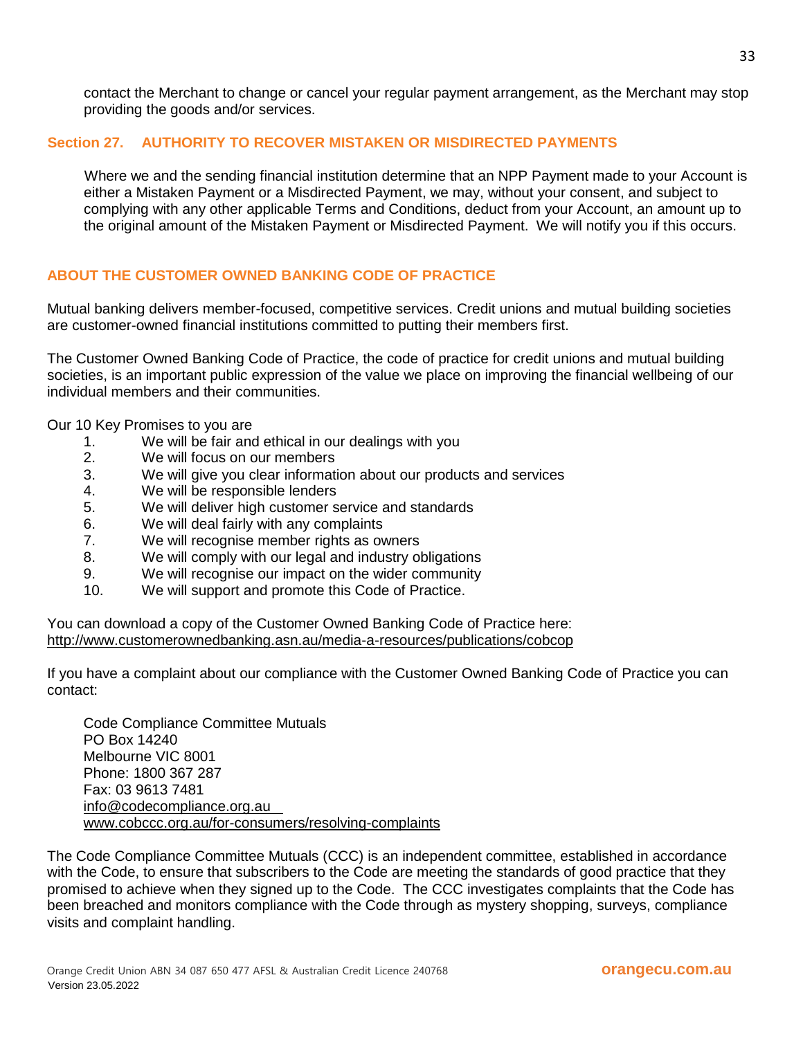contact the Merchant to change or cancel your regular payment arrangement, as the Merchant may stop providing the goods and/or services.

## Section 27. AUTHORITY TO RECOVER MISTAKEN OR MISDIRECTED PAYMENTS

Where we and the sending financial institution determine that an NPP Payment made to your Account is either a Mistaken Payment or a Misdirected Payment, we may, without your consent, and subject to complying with any other applicable Terms and Conditions, deduct from your Account, an amount up to the original amount of the Mistaken Payment or Misdirected Payment. We will notify you if this occurs.

## ABOUT THE CUSTOMER OWNED BANKING CODE OF PRACTICE

Mutual banking delivers member-focused, competitive services. Credit unions and mutual building societies are customer-owned financial institutions committed to putting their members first.

The Customer Owned Banking Code of Practice, the code of practice for credit unions and mutual building societies, is an important public expression of the value we place on improving the financial wellbeing of our individual members and their communities.

Our 10 Key Promises to you are

1. We will be fair and ethical in our dealings with you
2. We will focus on our members
3. We will give you clear information about our products and services
4. We will be responsible lenders
5. We will deliver high customer service and standards
6. We will deal fairly with any complaints
7. We will recognise member rights as owners
8. We will comply with our legal and industry obligations
9. We will recognise our impact on the wider community
10. We will support and promote this Code of Practice.

You can download a copy of the Customer Owned Banking Code of Practice here:
http://www.customerownedbanking.asn.au/media-a-resources/publications/cobcop

If you have a complaint about our compliance with the Customer Owned Banking Code of Practice you can contact:

Code Compliance Committee Mutuals
PO Box 14240
Melbourne VIC 8001
Phone: 1800 367 287
Fax: 03 9613 7481
info@codecompliance.org.au
www.cobccc.org.au/for-consumers/resolving-complaints

The Code Compliance Committee Mutuals (CCC) is an independent committee, established in accordance with the Code, to ensure that subscribers to the Code are meeting the standards of good practice that they promised to achieve when they signed up to the Code. The CCC investigates complaints that the Code has been breached and monitors compliance with the Code through as mystery shopping, surveys, compliance visits and complaint handling.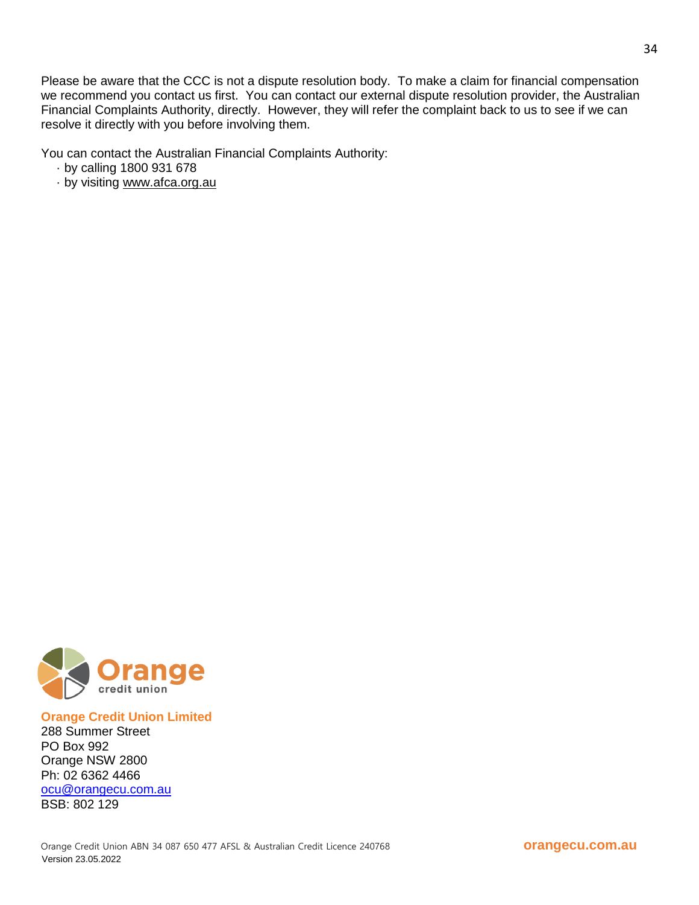Please be aware that the CCC is not a dispute resolution body. To make a claim for financial compensation we recommend you contact us first. You can contact our external dispute resolution provider, the Australian Financial Complaints Authority, directly. However, they will refer the complaint back to us to see if we can resolve it directly with you before involving them.

You can contact the Australian Financial Complaints Authority:

- by calling 1800 931 678
- by visiting www.afca.org.au

**Orange Credit Union Limited**
288 Summer Street
PO Box 992
Orange NSW 2800
Ph: 02 6362 4466
ocu@orangecu.com.au
BSB: 802 129

Orange Credit Union ABN 34 087 650 477 AFSL & Australian Credit Licence 240768
Version 23.05.2022

**orangecu.com.au**